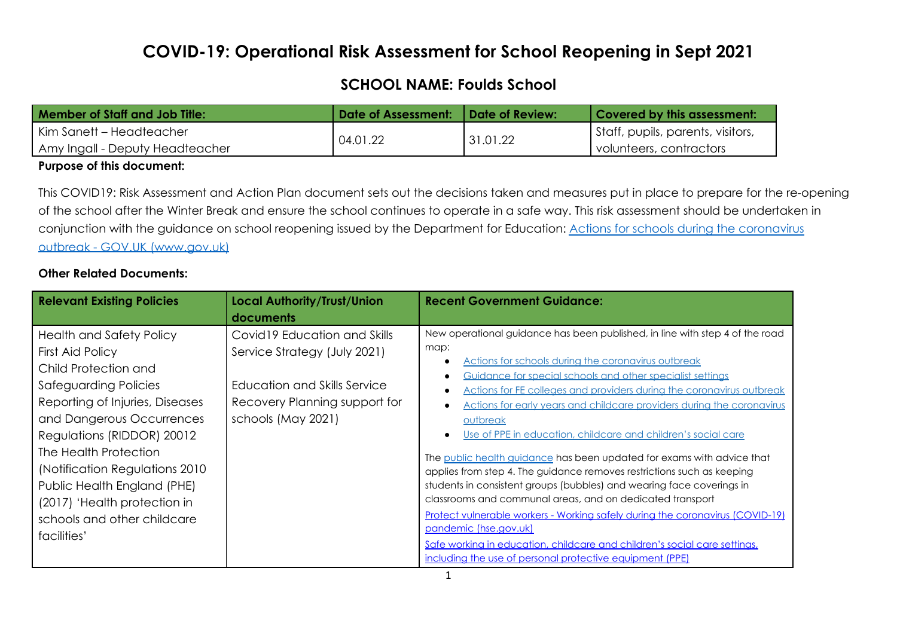# COVID-19: Operational Risk Assessment for School Reopening in Sept 2021

## SCHOOL NAME: Foulds School

| Member of Staff and Job Title: | Date of Assessment: | Date of Review: | Covered by this assessment: |
|---|---|---|---|
| Kim Sanett – Headteacher<br>Amy Ingall - Deputy Headteacher | 04.01.22 | 31.01.22 | Staff, pupils, parents, visitors, volunteers, contractors |

**Purpose of this document:**

This COVID19: Risk Assessment and Action Plan document sets out the decisions taken and measures put in place to prepare for the re-opening of the school after the Winter Break and ensure the school continues to operate in a safe way. This risk assessment should be undertaken in conjunction with the guidance on school reopening issued by the Department for Education: [Actions for schools during the coronavirus outbreak - GOV.UK (www.gov.uk)]

**Other Related Documents:**

| Relevant Existing Policies | Local Authority/Trust/Union documents | Recent Government Guidance: |
|---|---|---|
| Health and Safety Policy<br>First Aid Policy<br>Child Protection and Safeguarding Policies<br>Reporting of Injuries, Diseases and Dangerous Occurrences Regulations (RIDDOR) 20012<br>The Health Protection (Notification Regulations 2010<br>Public Health England (PHE) (2017) 'Health protection in schools and other childcare facilities' | Covid19 Education and Skills Service Strategy (July 2021)<br><br>Education and Skills Service Recovery Planning support for schools (May 2021) | New operational guidance has been published, in line with step 4 of the road map:<br>• Actions for schools during the coronavirus outbreak<br>• Guidance for special schools and other specialist settings<br>• Actions for FE colleges and providers during the coronavirus outbreak<br>• Actions for early years and childcare providers during the coronavirus outbreak<br>• Use of PPE in education, childcare and children's social care<br><br>The public health guidance has been updated for exams with advice that applies from step 4. The guidance removes restrictions such as keeping students in consistent groups (bubbles) and wearing face coverings in classrooms and communal areas, and on dedicated transport<br>Protect vulnerable workers - Working safely during the coronavirus (COVID-19) pandemic (hse.gov.uk)<br>Safe working in education, childcare and children's social care settings, including the use of personal protective equipment (PPE) |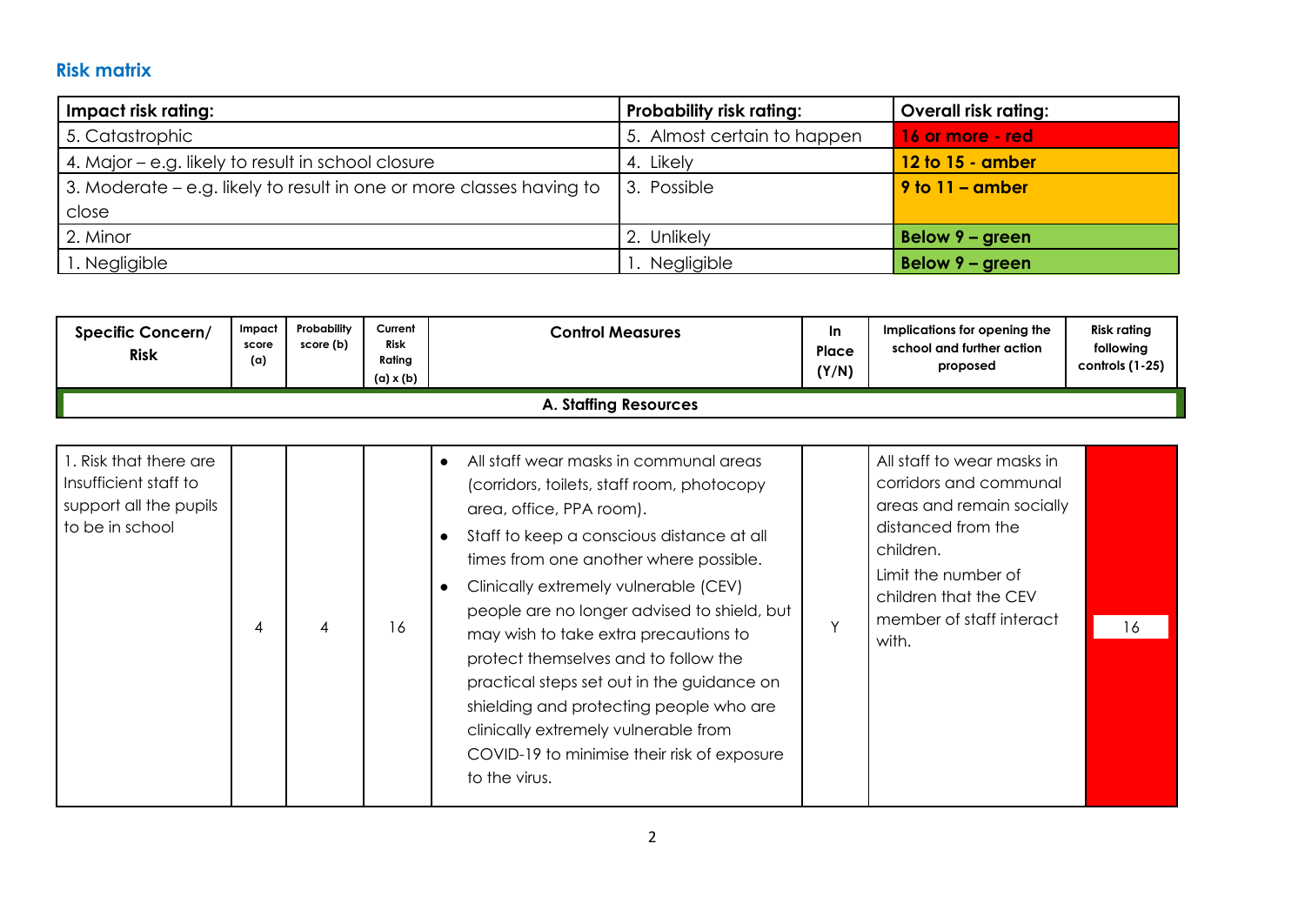## Risk matrix

| Impact risk rating: | Probability risk rating: | Overall risk rating: |
|---|---|---|
| 5. Catastrophic | 5. Almost certain to happen | 16 or more - red |
| 4. Major – e.g. likely to result in school closure | 4. Likely | 12 to 15 - amber |
| 3. Moderate – e.g. likely to result in one or more classes having to close | 3. Possible | 9 to 11 – amber |
| 2. Minor | 2. Unlikely | Below 9 – green |
| 1. Negligible | 1. Negligible | Below 9 – green |

| Specific Concern/ Risk | Impact score (a) | Probability score (b) | Current Risk Rating (a) x (b) | Control Measures | In Place (Y/N) | Implications for opening the school and further action proposed | Risk rating following controls (1-25) |
|---|---|---|---|---|---|---|---|
| **A. Staffing Resources** | | | | | | | |
| 1. Risk that there are Insufficient staff to support all the pupils to be in school | 4 | 4 | 16 | • All staff wear masks in communal areas (corridors, toilets, staff room, photocopy area, office, PPA room).<br>• Staff to keep a conscious distance at all times from one another where possible.<br>• Clinically extremely vulnerable (CEV) people are no longer advised to shield, but may wish to take extra precautions to protect themselves and to follow the practical steps set out in the guidance on shielding and protecting people who are clinically extremely vulnerable from COVID-19 to minimise their risk of exposure to the virus. | Y | All staff to wear masks in corridors and communal areas and remain socially distanced from the children.<br>Limit the number of children that the CEV member of staff interact with. | 16 |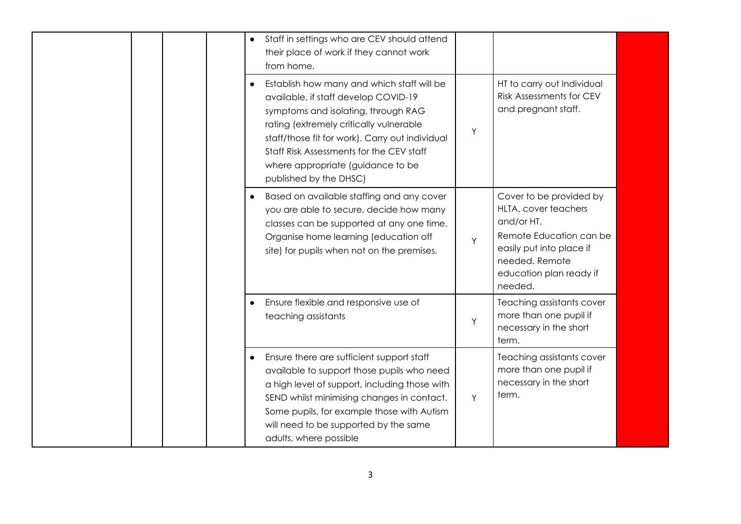| | | | | | | | |
|---|---|---|---|---|---|---|---|
| | | | | • Staff in settings who are CEV should attend their place of work if they cannot work from home. | | | |
| | | | | • Establish how many and which staff will be available, if staff develop COVID-19 symptoms and isolating, through RAG rating (extremely critically vulnerable staff/those fit for work). Carry out individual Staff Risk Assessments for the CEV staff where appropriate (guidance to be published by the DHSC) | Y | HT to carry out Individual Risk Assessments for CEV and pregnant staff. | |
| | | | | • Based on available staffing and any cover you are able to secure, decide how many classes can be supported at any one time. Organise home learning (education off site) for pupils when not on the premises. | Y | Cover to be provided by HLTA, cover teachers and/or HT. Remote Education can be easily put into place if needed. Remote education plan ready if needed. | |
| | | | | • Ensure flexible and responsive use of teaching assistants | Y | Teaching assistants cover more than one pupil if necessary in the short term. | |
| | | | | • Ensure there are sufficient support staff available to support those pupils who need a high level of support, including those with SEND whilst minimising changes in contact. Some pupils, for example those with Autism will need to be supported by the same adults, where possible | Y | Teaching assistants cover more than one pupil if necessary in the short term. | |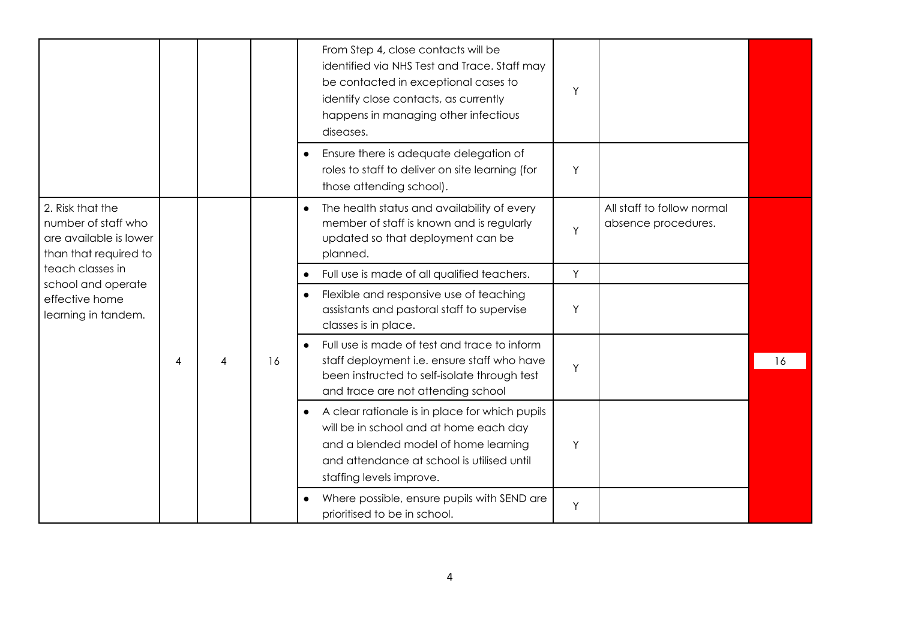| | | | | | | | |
|---|---|---|---|---|---|---|---|
| | | | | From Step 4, close contacts will be identified via NHS Test and Trace. Staff may be contacted in exceptional cases to identify close contacts, as currently happens in managing other infectious diseases. | Y | | |
| | | | | • Ensure there is adequate delegation of roles to staff to deliver on site learning (for those attending school). | Y | | |
| 2. Risk that the number of staff who are available is lower than that required to teach classes in school and operate effective home learning in tandem. | 4 | 4 | 16 | • The health status and availability of every member of staff is known and is regularly updated so that deployment can be planned. | Y | All staff to follow normal absence procedures. | 16 |
| | | | | • Full use is made of all qualified teachers. | Y | | |
| | | | | • Flexible and responsive use of teaching assistants and pastoral staff to supervise classes is in place. | Y | | |
| | | | | • Full use is made of test and trace to inform staff deployment i.e. ensure staff who have been instructed to self-isolate through test and trace are not attending school | Y | | |
| | | | | • A clear rationale is in place for which pupils will be in school and at home each day and a blended model of home learning and attendance at school is utilised until staffing levels improve. | Y | | |
| | | | | • Where possible, ensure pupils with SEND are prioritised to be in school. | Y | | |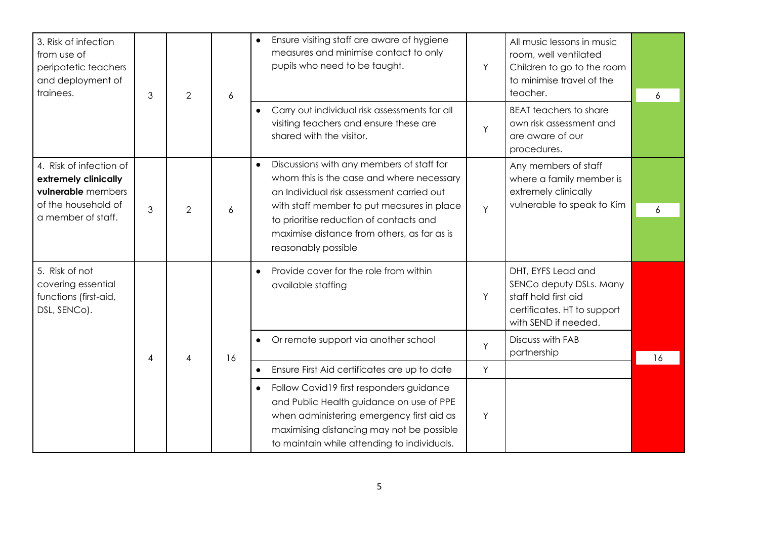| | | | | | | | |
|---|---|---|---|---|---|---|---|
| 3. Risk of infection from use of peripatetic teachers and deployment of trainees. | 3 | 2 | 6 | • Ensure visiting staff are aware of hygiene measures and minimise contact to only pupils who need to be taught. | Y | All music lessons in music room, well ventilated Children to go to the room to minimise travel of the teacher. | 6 |
| | | | | • Carry out individual risk assessments for all visiting teachers and ensure these are shared with the visitor. | Y | BEAT teachers to share own risk assessment and are aware of our procedures. | |
| 4. Risk of infection of **extremely clinically vulnerable** members of the household of a member of staff. | 3 | 2 | 6 | • Discussions with any members of staff for whom this is the case and where necessary an Individual risk assessment carried out with staff member to put measures in place to prioritise reduction of contacts and maximise distance from others, as far as is reasonably possible | Y | Any members of staff where a family member is extremely clinically vulnerable to speak to Kim | 6 |
| 5. Risk of not covering essential functions (first-aid, DSL, SENCo). | 4 | 4 | 16 | • Provide cover for the role from within available staffing | Y | DHT, EYFS Lead and SENCo deputy DSLs. Many staff hold first aid certificates. HT to support with SEND if needed. | 16 |
| | | | | • Or remote support via another school | Y | Discuss with FAB partnership | |
| | | | | • Ensure First Aid certificates are up to date | Y | | |
| | | | | • Follow Covid19 first responders guidance and Public Health guidance on use of PPE when administering emergency first aid as maximising distancing may not be possible to maintain while attending to individuals. | Y | | |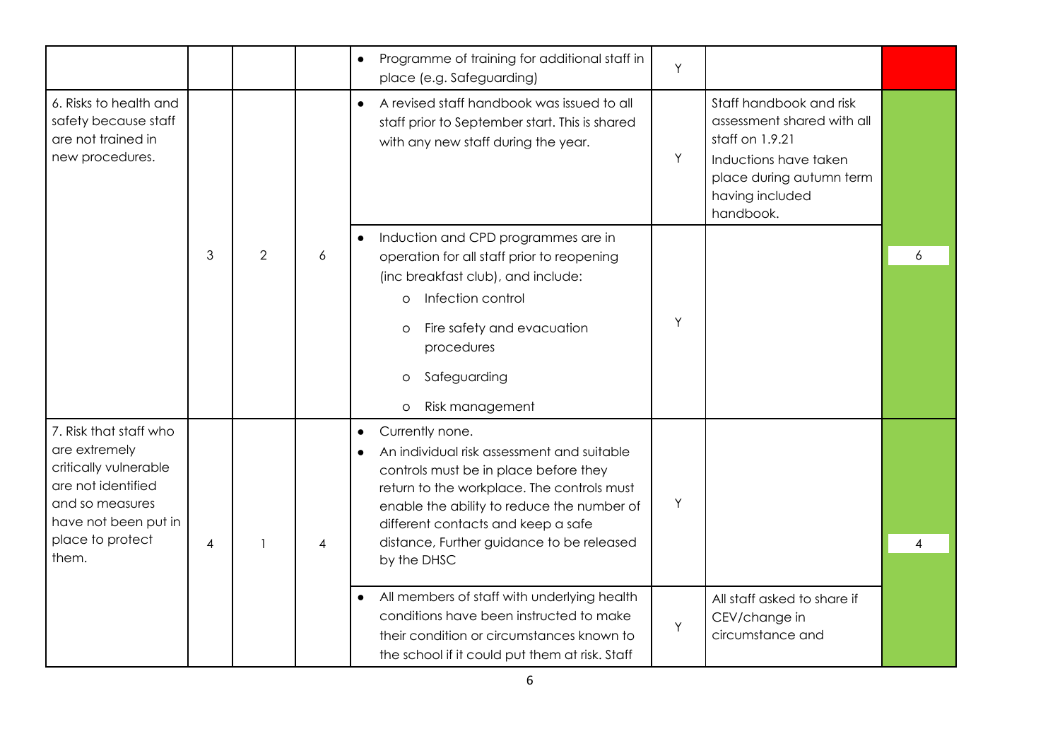| | | | | | | | |
|---|---|---|---|---|---|---|---|
| | | | | • Programme of training for additional staff in place (e.g. Safeguarding) | Y | | |
| 6. Risks to health and safety because staff are not trained in new procedures. | 3 | 2 | 6 | • A revised staff handbook was issued to all staff prior to September start. This is shared with any new staff during the year. | Y | Staff handbook and risk assessment shared with all staff on 1.9.21<br>Inductions have taken place during autumn term having included handbook. | 6 |
| | | | | • Induction and CPD programmes are in operation for all staff prior to reopening (inc breakfast club), and include:<br>o Infection control<br>o Fire safety and evacuation procedures<br>o Safeguarding<br>o Risk management | Y | | |
| 7. Risk that staff who are extremely critically vulnerable are not identified and so measures have not been put in place to protect them. | 4 | 1 | 4 | • Currently none.<br>• An individual risk assessment and suitable controls must be in place before they return to the workplace. The controls must enable the ability to reduce the number of different contacts and keep a safe distance, Further guidance to be released by the DHSC | Y | | 4 |
| | | | | • All members of staff with underlying health conditions have been instructed to make their condition or circumstances known to the school if it could put them at risk. Staff | Y | All staff asked to share if CEV/change in circumstance and | |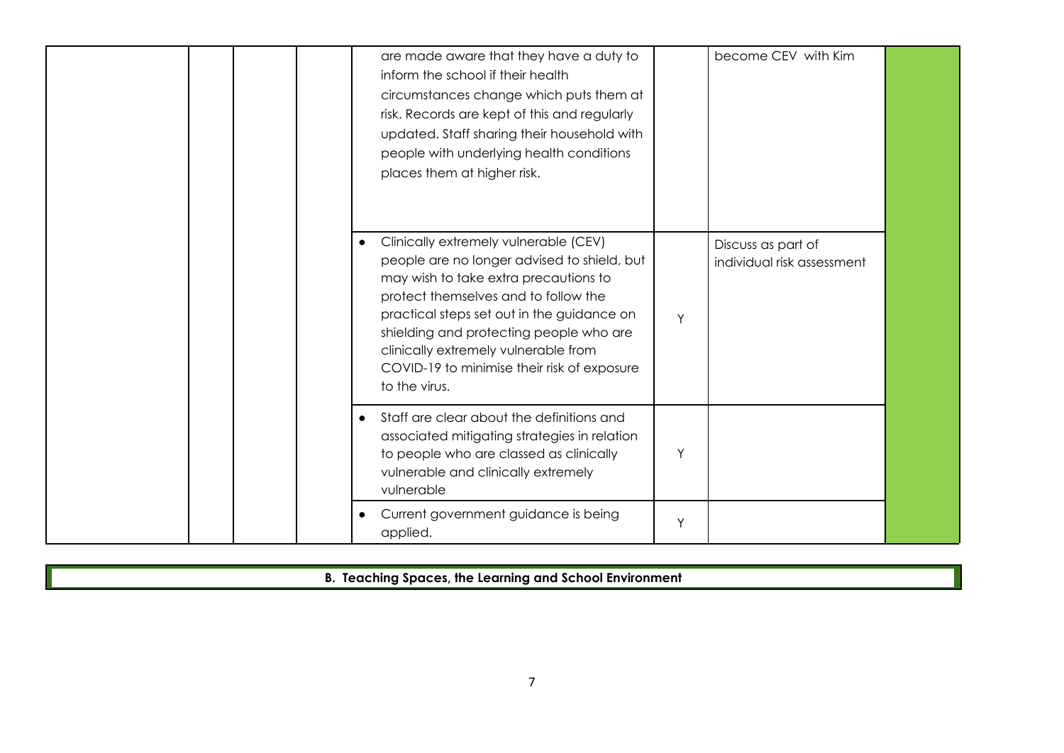| | | | | | | | |
|---|---|---|---|---|---|---|---|
| | | | | are made aware that they have a duty to inform the school if their health circumstances change which puts them at risk. Records are kept of this and regularly updated. Staff sharing their household with people with underlying health conditions places them at higher risk. | | become CEV with Kim | |
| | | | | • Clinically extremely vulnerable (CEV) people are no longer advised to shield, but may wish to take extra precautions to protect themselves and to follow the practical steps set out in the guidance on shielding and protecting people who are clinically extremely vulnerable from COVID-19 to minimise their risk of exposure to the virus. | Y | Discuss as part of individual risk assessment | |
| | | | | • Staff are clear about the definitions and associated mitigating strategies in relation to people who are classed as clinically vulnerable and clinically extremely vulnerable | Y | | |
| | | | | • Current government guidance is being applied. | Y | | |

**B. Teaching Spaces, the Learning and School Environment**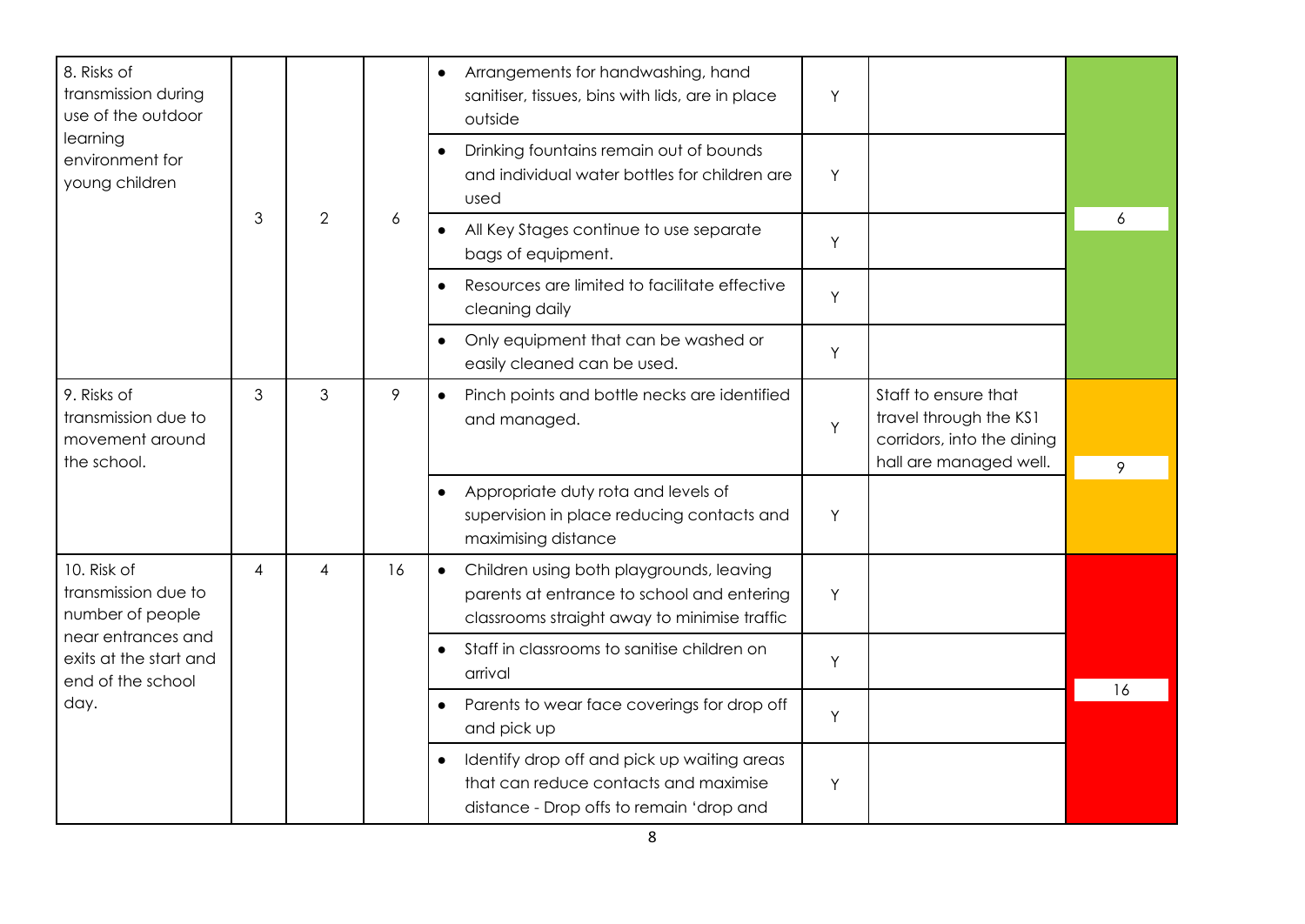| | | | | | | | |
|---|---|---|---|---|---|---|---|
| 8. Risks of transmission during use of the outdoor learning environment for young children | 3 | 2 | 6 | • Arrangements for handwashing, hand sanitiser, tissues, bins with lids, are in place outside | Y | | 6 |
| | | | | • Drinking fountains remain out of bounds and individual water bottles for children are used | Y | | |
| | | | | • All Key Stages continue to use separate bags of equipment. | Y | | |
| | | | | • Resources are limited to facilitate effective cleaning daily | Y | | |
| | | | | • Only equipment that can be washed or easily cleaned can be used. | Y | | |
| 9. Risks of transmission due to movement around the school. | 3 | 3 | 9 | • Pinch points and bottle necks are identified and managed. | Y | Staff to ensure that travel through the KS1 corridors, into the dining hall are managed well. | 9 |
| | | | | • Appropriate duty rota and levels of supervision in place reducing contacts and maximising distance | Y | | |
| 10. Risk of transmission due to number of people near entrances and exits at the start and end of the school day. | 4 | 4 | 16 | • Children using both playgrounds, leaving parents at entrance to school and entering classrooms straight away to minimise traffic | Y | | 16 |
| | | | | • Staff in classrooms to sanitise children on arrival | Y | | |
| | | | | • Parents to wear face coverings for drop off and pick up | Y | | |
| | | | | • Identify drop off and pick up waiting areas that can reduce contacts and maximise distance - Drop offs to remain 'drop and | Y | | |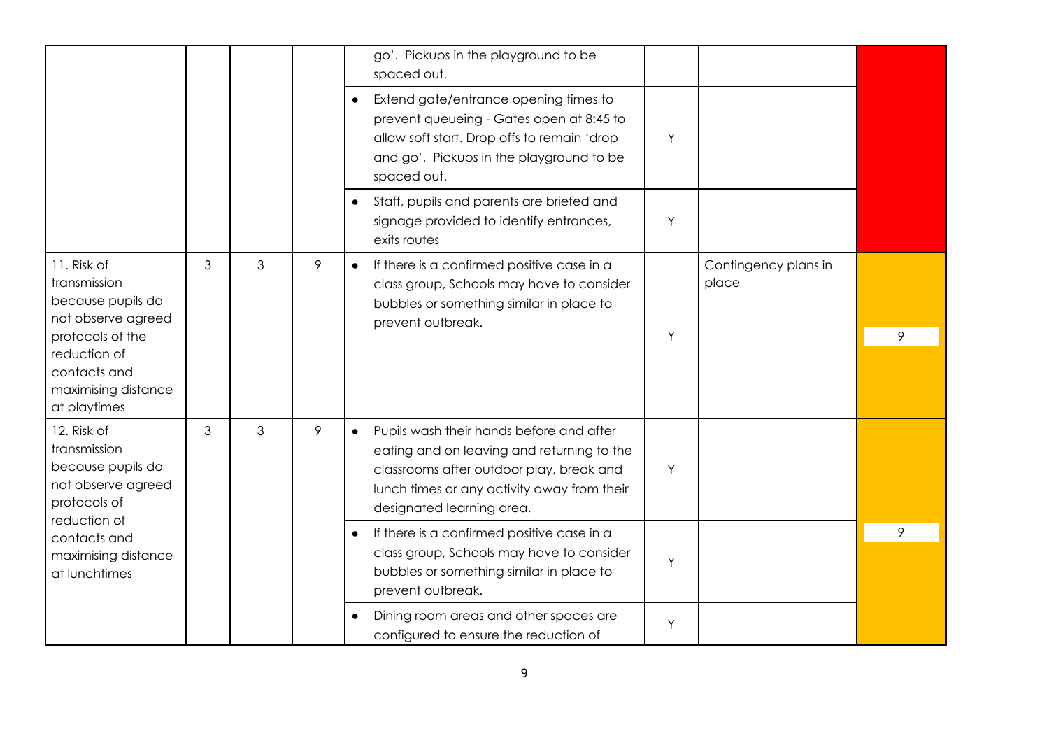| | | | | | | | |
|---|---|---|---|---|---|---|---|
| | | | | go'. Pickups in the playground to be spaced out. | | | |
| | | | | • Extend gate/entrance opening times to prevent queueing - Gates open at 8:45 to allow soft start. Drop offs to remain 'drop and go'. Pickups in the playground to be spaced out. | Y | | |
| | | | | • Staff, pupils and parents are briefed and signage provided to identify entrances, exits routes | Y | | |
| 11. Risk of transmission because pupils do not observe agreed protocols of the reduction of contacts and maximising distance at playtimes | 3 | 3 | 9 | • If there is a confirmed positive case in a class group, Schools may have to consider bubbles or something similar in place to prevent outbreak. | Y | Contingency plans in place | 9 |
| 12. Risk of transmission because pupils do not observe agreed protocols of reduction of contacts and maximising distance at lunchtimes | 3 | 3 | 9 | • Pupils wash their hands before and after eating and on leaving and returning to the classrooms after outdoor play, break and lunch times or any activity away from their designated learning area. | Y | | 9 |
| | | | | • If there is a confirmed positive case in a class group, Schools may have to consider bubbles or something similar in place to prevent outbreak. | Y | | |
| | | | | • Dining room areas and other spaces are configured to ensure the reduction of | Y | | |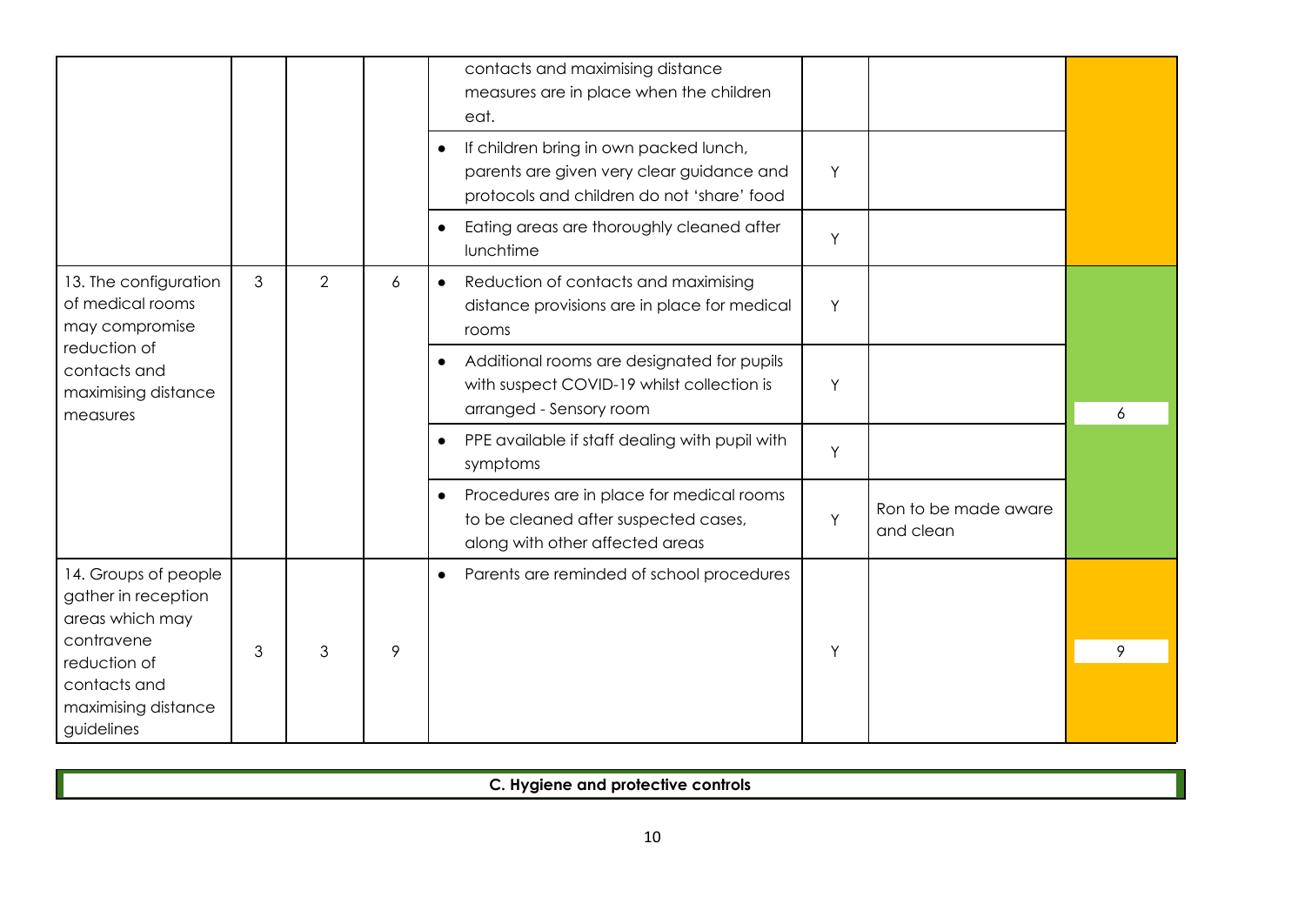| | | | | | | | |
|---|---|---|---|---|---|---|---|
| | | | | contacts and maximising distance measures are in place when the children eat. | | | |
| | | | | • If children bring in own packed lunch, parents are given very clear guidance and protocols and children do not 'share' food | Y | | |
| | | | | • Eating areas are thoroughly cleaned after lunchtime | Y | | |
| 13. The configuration of medical rooms may compromise reduction of contacts and maximising distance measures | 3 | 2 | 6 | • Reduction of contacts and maximising distance provisions are in place for medical rooms | Y | | 6 |
| | | | | • Additional rooms are designated for pupils with suspect COVID-19 whilst collection is arranged - Sensory room | Y | | |
| | | | | • PPE available if staff dealing with pupil with symptoms | Y | | |
| | | | | • Procedures are in place for medical rooms to be cleaned after suspected cases, along with other affected areas | Y | Ron to be made aware and clean | |
| 14. Groups of people gather in reception areas which may contravene reduction of contacts and maximising distance guidelines | 3 | 3 | 9 | • Parents are reminded of school procedures | Y | | 9 |

**C. Hygiene and protective controls**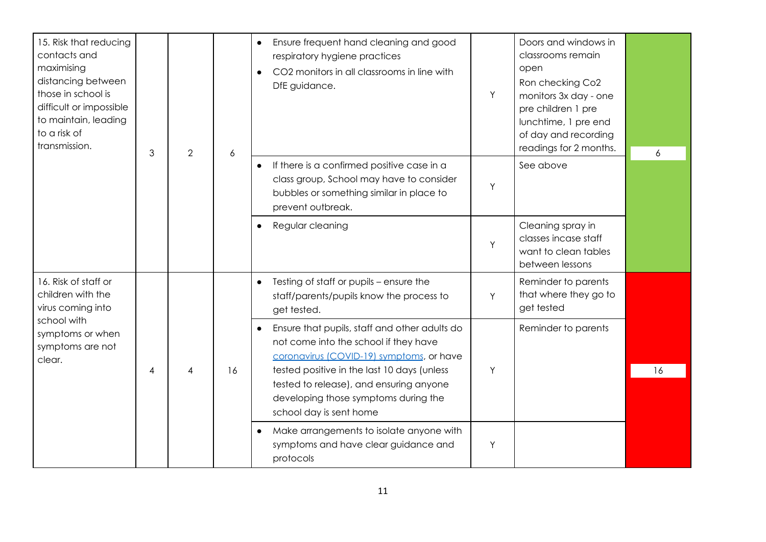| | | | | | | | |
|---|---|---|---|---|---|---|---|
| 15. Risk that reducing contacts and maximising distancing between those in school is difficult or impossible to maintain, leading to a risk of transmission. | 3 | 2 | 6 | • Ensure frequent hand cleaning and good respiratory hygiene practices<br>• $CO_2$ monitors in all classrooms in line with DfE guidance. | Y | Doors and windows in classrooms remain open<br>Ron checking Co2 monitors 3x day - one pre children 1 pre lunchtime, 1 pre end of day and recording readings for 2 months. | 6 |
| | | | | • If there is a confirmed positive case in a class group, School may have to consider bubbles or something similar in place to prevent outbreak. | Y | See above | |
| | | | | • Regular cleaning | Y | Cleaning spray in classes incase staff want to clean tables between lessons | |
| 16. Risk of staff or children with the virus coming into school with symptoms or when symptoms are not clear. | 4 | 4 | 16 | • Testing of staff or pupils – ensure the staff/parents/pupils know the process to get tested. | Y | Reminder to parents that where they go to get tested | 16 |
| | | | | • Ensure that pupils, staff and other adults do not come into the school if they have coronavirus (COVID-19) symptoms, or have tested positive in the last 10 days (unless tested to release), and ensuring anyone developing those symptoms during the school day is sent home | Y | Reminder to parents | |
| | | | | • Make arrangements to isolate anyone with symptoms and have clear guidance and protocols | Y | | |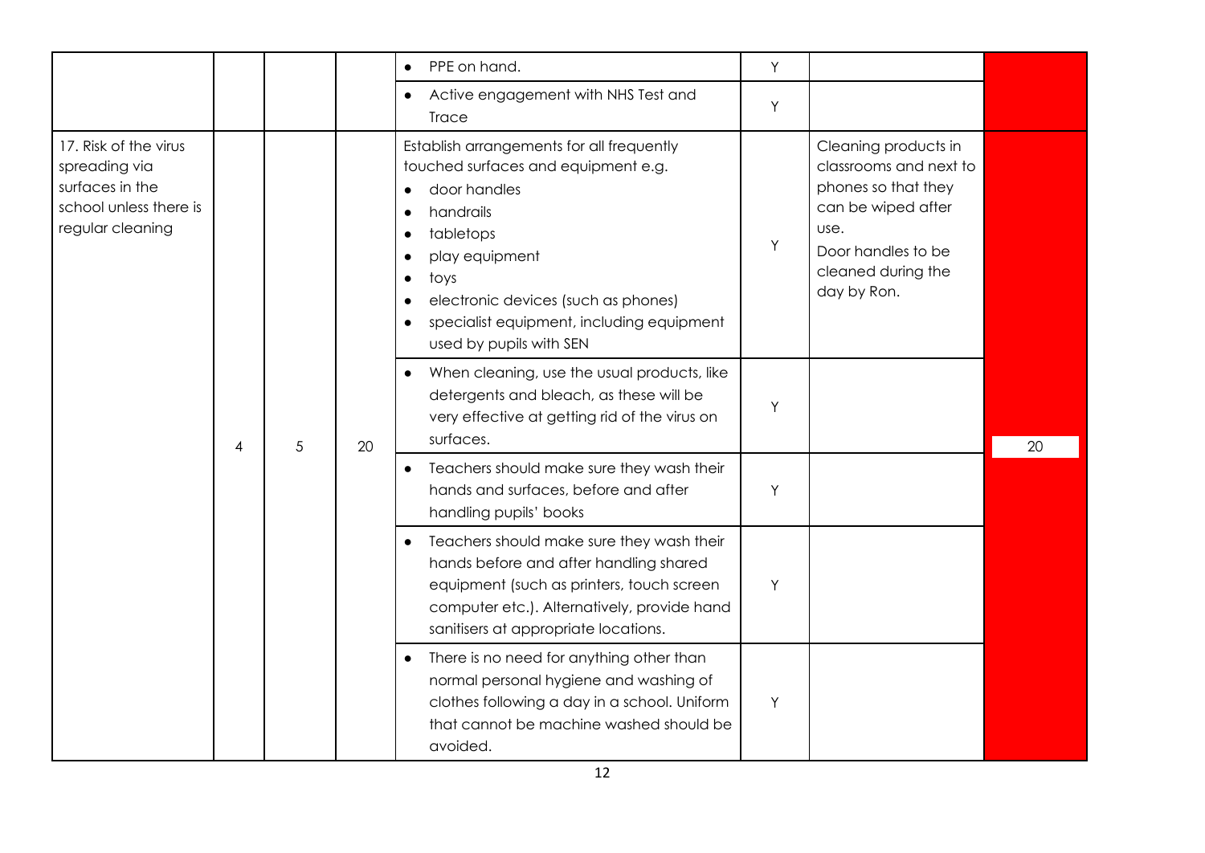| | | | | Control measures | | | |
|---|---|---|---|---|---|---|---|
| | | | | • PPE on hand. | Y | | |
| | | | | • Active engagement with NHS Test and Trace | Y | | |
| 17. Risk of the virus spreading via surfaces in the school unless there is regular cleaning | 4 | 5 | 20 | Establish arrangements for all frequently touched surfaces and equipment e.g.<br>• door handles<br>• handrails<br>• tabletops<br>• play equipment<br>• toys<br>• electronic devices (such as phones)<br>• specialist equipment, including equipment used by pupils with SEN | Y | Cleaning products in classrooms and next to phones so that they can be wiped after use.<br>Door handles to be cleaned during the day by Ron. | 20 |
| | | | | • When cleaning, use the usual products, like detergents and bleach, as these will be very effective at getting rid of the virus on surfaces. | Y | | |
| | | | | • Teachers should make sure they wash their hands and surfaces, before and after handling pupils' books | Y | | |
| | | | | • Teachers should make sure they wash their hands before and after handling shared equipment (such as printers, touch screen computer etc.). Alternatively, provide hand sanitisers at appropriate locations. | Y | | |
| | | | | • There is no need for anything other than normal personal hygiene and washing of clothes following a day in a school. Uniform that cannot be machine washed should be avoided. | Y | | |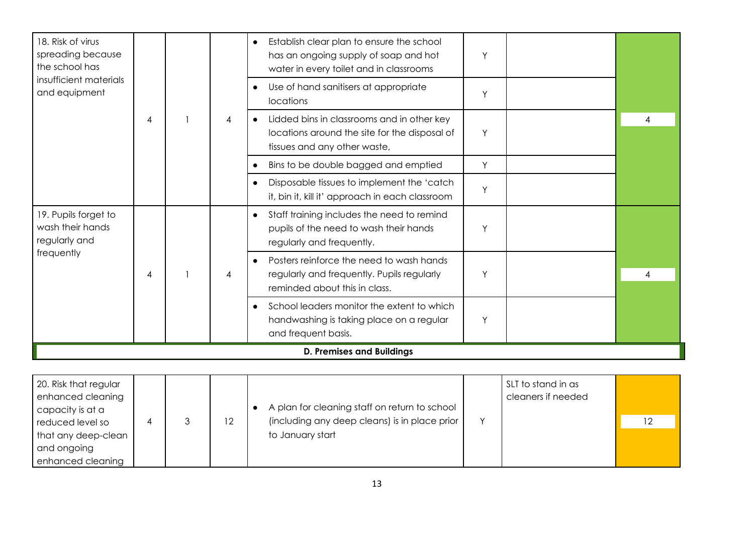| | | | | | | | |
|---|---|---|---|---|---|---|---|
| 18. Risk of virus spreading because the school has insufficient materials and equipment | 4 | 1 | 4 | • Establish clear plan to ensure the school has an ongoing supply of soap and hot water in every toilet and in classrooms | Y | | 4 |
| | | | | • Use of hand sanitisers at appropriate locations | Y | | |
| | | | | • Lidded bins in classrooms and in other key locations around the site for the disposal of tissues and any other waste, | Y | | |
| | | | | • Bins to be double bagged and emptied | Y | | |
| | | | | • Disposable tissues to implement the 'catch it, bin it, kill it' approach in each classroom | Y | | |
| 19. Pupils forget to wash their hands regularly and frequently | 4 | 1 | 4 | • Staff training includes the need to remind pupils of the need to wash their hands regularly and frequently. | Y | | 4 |
| | | | | • Posters reinforce the need to wash hands regularly and frequently. Pupils regularly reminded about this in class. | Y | | |
| | | | | • School leaders monitor the extent to which handwashing is taking place on a regular and frequent basis. | Y | | |
| **D. Premises and Buildings** | | | | | | | |
| 20. Risk that regular enhanced cleaning capacity is at a reduced level so that any deep-clean and ongoing enhanced cleaning | 4 | 3 | 12 | • A plan for cleaning staff on return to school (including any deep cleans) is in place prior to January start | Y | SLT to stand in as cleaners if needed | 12 |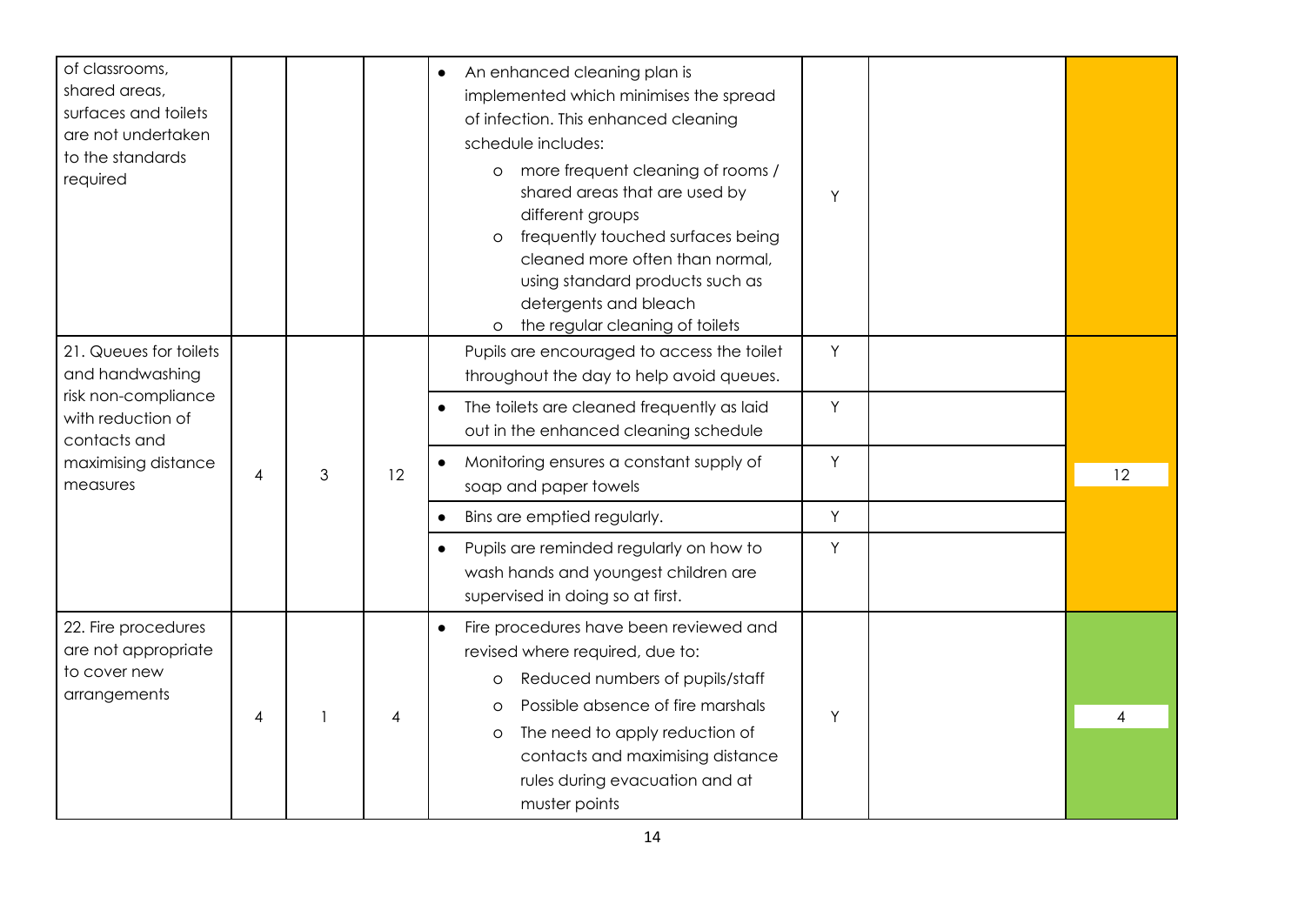| | | | | | | | |
|---|---|---|---|---|---|---|---|
| of classrooms, shared areas, surfaces and toilets are not undertaken to the standards required | | | | • An enhanced cleaning plan is implemented which minimises the spread of infection. This enhanced cleaning schedule includes:<br>o more frequent cleaning of rooms / shared areas that are used by different groups<br>o frequently touched surfaces being cleaned more often than normal, using standard products such as detergents and bleach<br>o the regular cleaning of toilets | Y | | |
| 21. Queues for toilets and handwashing risk non-compliance with reduction of contacts and maximising distance measures | 4 | 3 | 12 | Pupils are encouraged to access the toilet throughout the day to help avoid queues. | Y | | 12 |
| | | | | • The toilets are cleaned frequently as laid out in the enhanced cleaning schedule | Y | | |
| | | | | • Monitoring ensures a constant supply of soap and paper towels | Y | | |
| | | | | • Bins are emptied regularly. | Y | | |
| | | | | • Pupils are reminded regularly on how to wash hands and youngest children are supervised in doing so at first. | Y | | |
| 22. Fire procedures are not appropriate to cover new arrangements | 4 | 1 | 4 | • Fire procedures have been reviewed and revised where required, due to:<br>o Reduced numbers of pupils/staff<br>o Possible absence of fire marshals<br>o The need to apply reduction of contacts and maximising distance rules during evacuation and at muster points | Y | | 4 |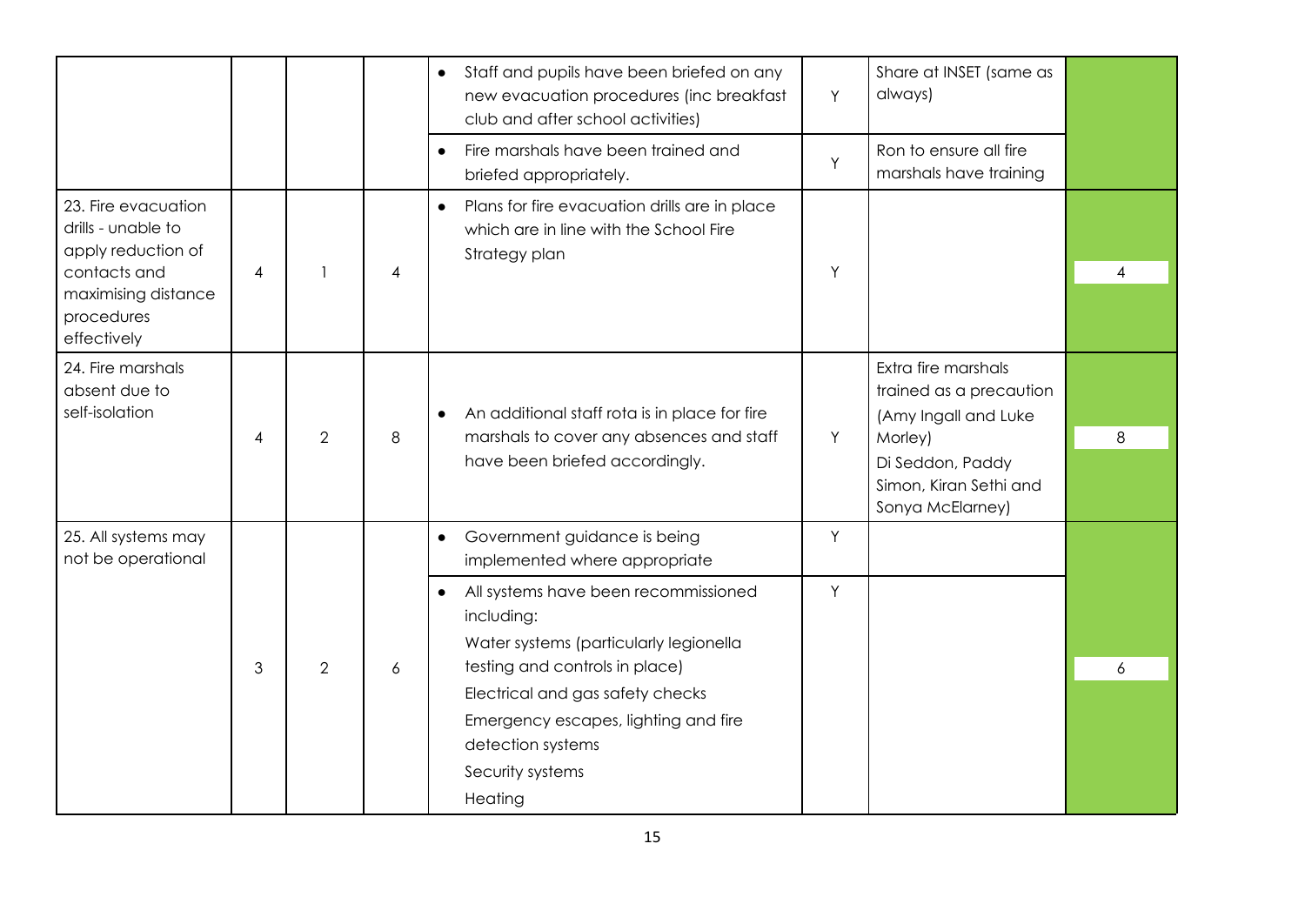| | | | | | | | |
|---|---|---|---|---|---|---|---|
| | | | | • Staff and pupils have been briefed on any new evacuation procedures (inc breakfast club and after school activities) | Y | Share at INSET (same as always) | |
| | | | | • Fire marshals have been trained and briefed appropriately. | Y | Ron to ensure all fire marshals have training | |
| 23. Fire evacuation drills - unable to apply reduction of contacts and maximising distance procedures effectively | 4 | 1 | 4 | • Plans for fire evacuation drills are in place which are in line with the School Fire Strategy plan | Y | | 4 |
| 24. Fire marshals absent due to self-isolation | 4 | 2 | 8 | • An additional staff rota is in place for fire marshals to cover any absences and staff have been briefed accordingly. | Y | Extra fire marshals trained as a precaution (Amy Ingall and Luke Morley)<br>Di Seddon, Paddy Simon, Kiran Sethi and Sonya McElarney) | 8 |
| 25. All systems may not be operational | 3 | 2 | 6 | • Government guidance is being implemented where appropriate | Y | | 6 |
| | | | | • All systems have been recommissioned including:<br>Water systems (particularly legionella testing and controls in place)<br>Electrical and gas safety checks<br>Emergency escapes, lighting and fire detection systems<br>Security systems<br>Heating | Y | | |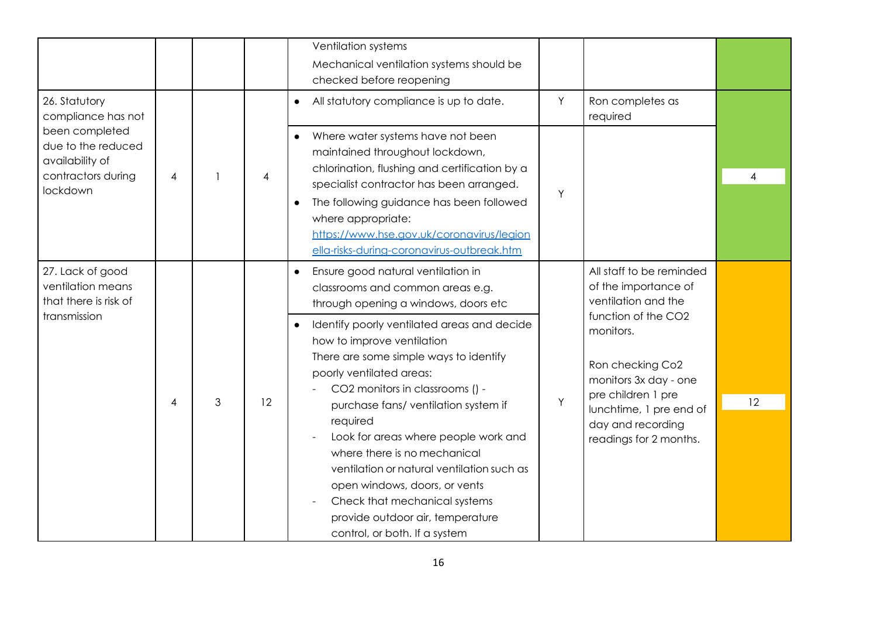| | | | | Ventilation systems<br>Mechanical ventilation systems should be checked before reopening | | | |
|---|---|---|---|---|---|---|---|
| 26. Statutory compliance has not been completed due to the reduced availability of contractors during lockdown | 4 | 1 | 4 | • All statutory compliance is up to date. | Y | Ron completes as required | 4 |
| | | | | • Where water systems have not been maintained throughout lockdown, chlorination, flushing and certification by a specialist contractor has been arranged.<br>• The following guidance has been followed where appropriate: [https://www.hse.gov.uk/coronavirus/legionella-risks-during-coronavirus-outbreak.htm](https://www.hse.gov.uk/coronavirus/legionella-risks-during-coronavirus-outbreak.htm) | Y | | |
| 27. Lack of good ventilation means that there is risk of transmission | 4 | 3 | 12 | • Ensure good natural ventilation in classrooms and common areas e.g. through opening a windows, doors etc | Y | All staff to be reminded of the importance of ventilation and the function of the $CO_2$ monitors.<br><br>Ron checking $CO_2$ monitors 3x day - one pre children 1 pre lunchtime, 1 pre end of day and recording readings for 2 months. | 12 |
| | | | | • Identify poorly ventilated areas and decide how to improve ventilation<br>There are some simple ways to identify poorly ventilated areas:<br>- $CO_2$ monitors in classrooms () - purchase fans/ ventilation system if required<br>- Look for areas where people work and where there is no mechanical ventilation or natural ventilation such as open windows, doors, or vents<br>- Check that mechanical systems provide outdoor air, temperature control, or both. If a system | | | |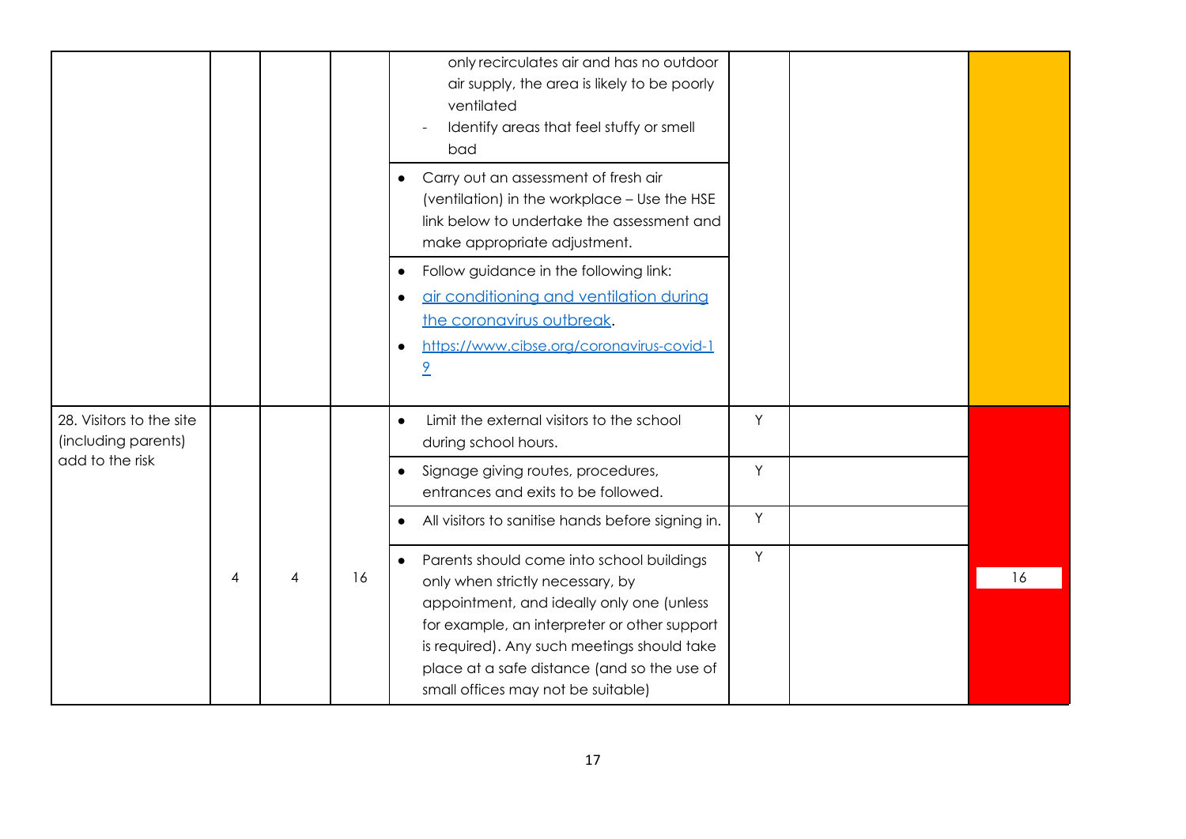| | | | | | | | |
|---|---|---|---|---|---|---|---|
| | | | | only recirculates air and has no outdoor air supply, the area is likely to be poorly ventilated<br>- Identify areas that feel stuffy or smell bad | | | |
| | | | | • Carry out an assessment of fresh air (ventilation) in the workplace – Use the HSE link below to undertake the assessment and make appropriate adjustment. | | | |
| | | | | • Follow guidance in the following link:<br>• [air conditioning and ventilation during the coronavirus outbreak](#).<br>• [https://www.cibse.org/coronavirus-covid-19](https://www.cibse.org/coronavirus-covid-19) | | | |
| 28. Visitors to the site (including parents) add to the risk | 4 | 4 | 16 | • Limit the external visitors to the school during school hours. | Y | | 16 |
| | | | | • Signage giving routes, procedures, entrances and exits to be followed. | Y | | |
| | | | | • All visitors to sanitise hands before signing in. | Y | | |
| | | | | • Parents should come into school buildings only when strictly necessary, by appointment, and ideally only one (unless for example, an interpreter or other support is required). Any such meetings should take place at a safe distance (and so the use of small offices may not be suitable) | Y | | |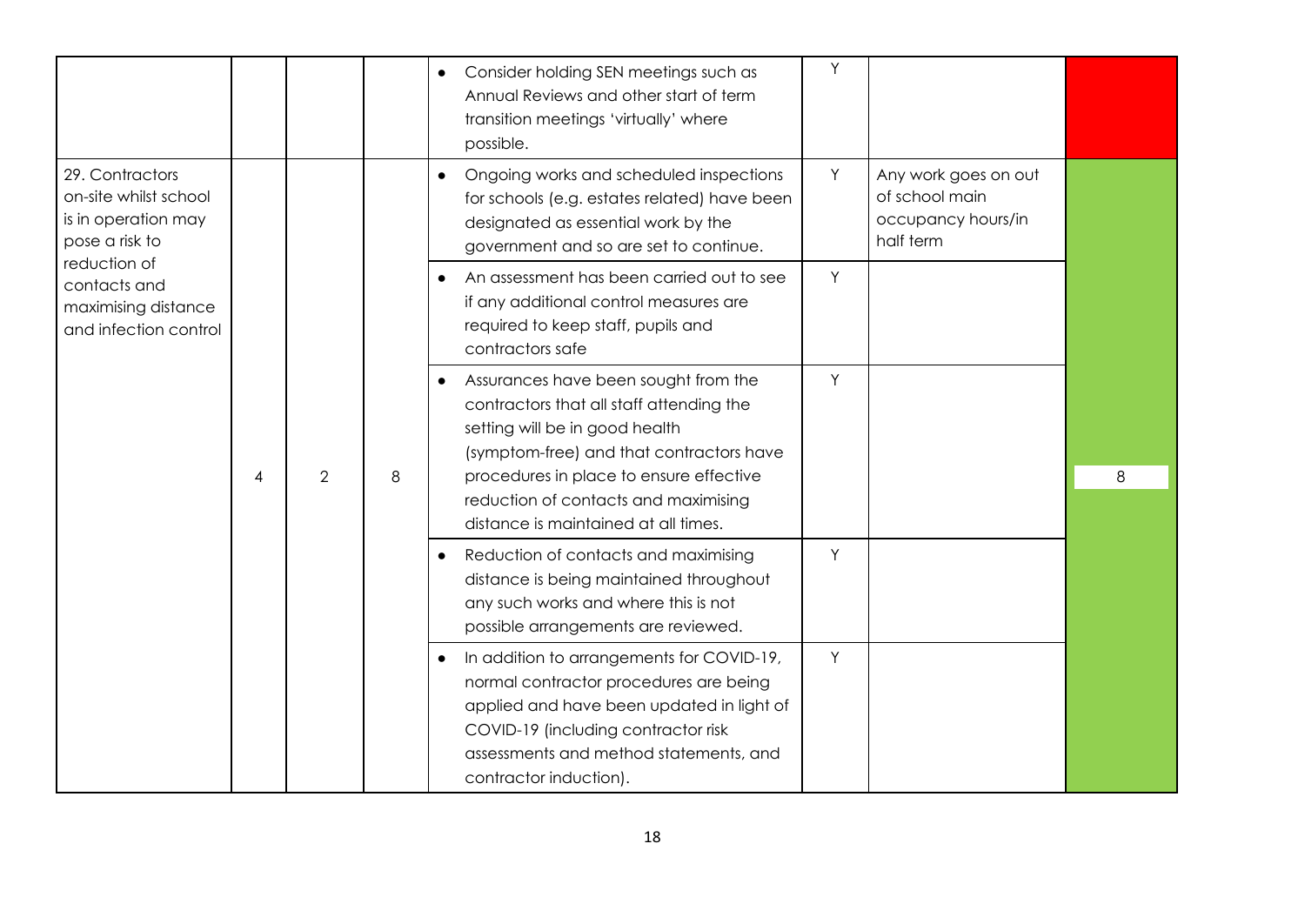| | | | | | | | |
|---|---|---|---|---|---|---|---|
| | | | | • Consider holding SEN meetings such as Annual Reviews and other start of term transition meetings 'virtually' where possible. | Y | | |
| 29. Contractors on-site whilst school is in operation may pose a risk to reduction of contacts and maximising distance and infection control | 4 | 2 | 8 | • Ongoing works and scheduled inspections for schools (e.g. estates related) have been designated as essential work by the government and so are set to continue. | Y | Any work goes on out of school main occupancy hours/in half term | 8 |
| | | | | • An assessment has been carried out to see if any additional control measures are required to keep staff, pupils and contractors safe | Y | | |
| | | | | • Assurances have been sought from the contractors that all staff attending the setting will be in good health (symptom-free) and that contractors have procedures in place to ensure effective reduction of contacts and maximising distance is maintained at all times. | Y | | |
| | | | | • Reduction of contacts and maximising distance is being maintained throughout any such works and where this is not possible arrangements are reviewed. | Y | | |
| | | | | • In addition to arrangements for COVID-19, normal contractor procedures are being applied and have been updated in light of COVID-19 (including contractor risk assessments and method statements, and contractor induction). | Y | | |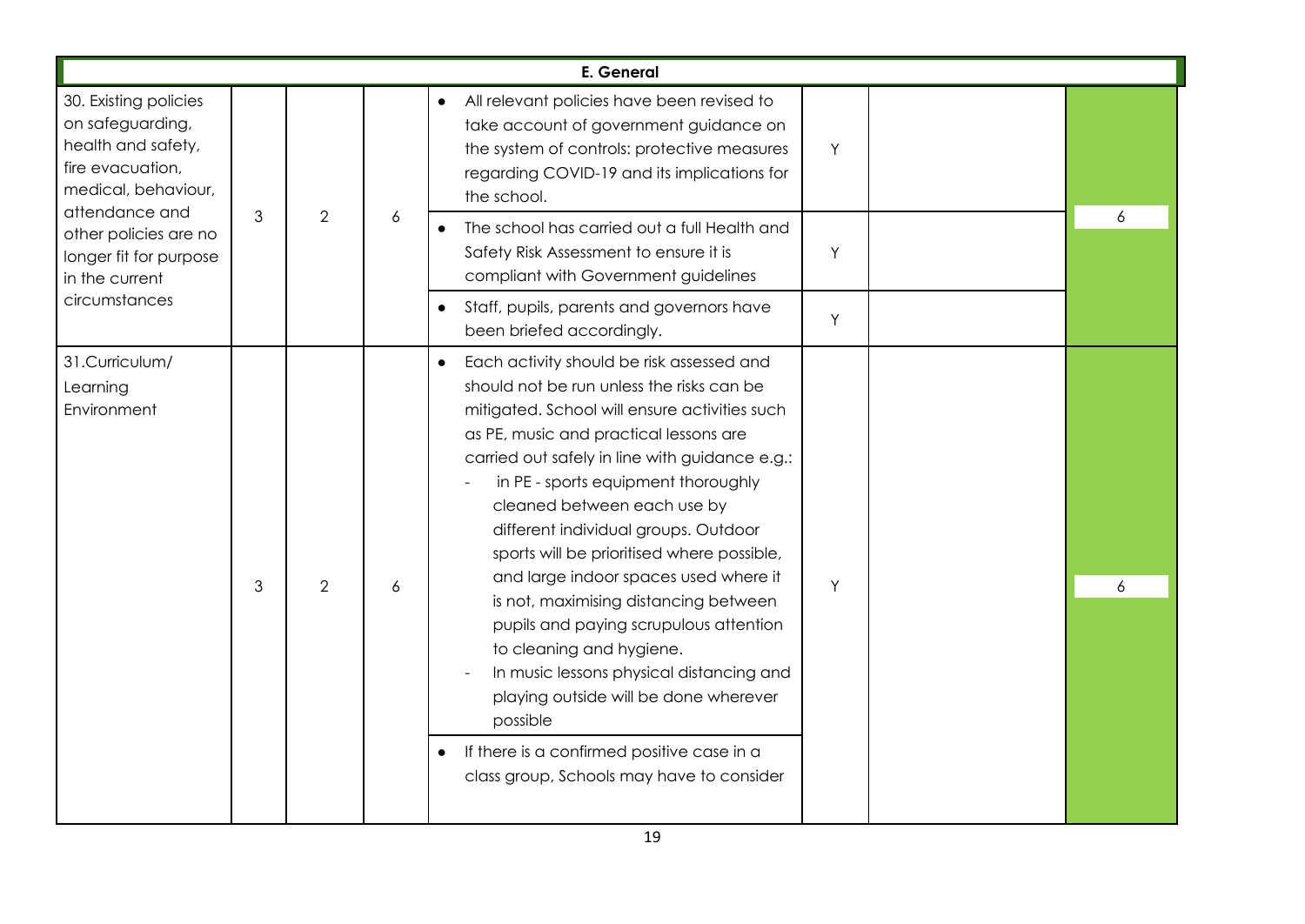| E. General | | | | | | | |
|---|---|---|---|---|---|---|---|
| 30. Existing policies on safeguarding, health and safety, fire evacuation, medical, behaviour, attendance and other policies are no longer fit for purpose in the current circumstances | 3 | 2 | 6 | • All relevant policies have been revised to take account of government guidance on the system of controls: protective measures regarding COVID-19 and its implications for the school. | Y | | 6 |
| | | | | • The school has carried out a full Health and Safety Risk Assessment to ensure it is compliant with Government guidelines | Y | | |
| | | | | • Staff, pupils, parents and governors have been briefed accordingly. | Y | | |
| 31.Curriculum/ Learning Environment | 3 | 2 | 6 | • Each activity should be risk assessed and should not be run unless the risks can be mitigated. School will ensure activities such as PE, music and practical lessons are carried out safely in line with guidance e.g.:<br>- in PE - sports equipment thoroughly cleaned between each use by different individual groups. Outdoor sports will be prioritised where possible, and large indoor spaces used where it is not, maximising distancing between pupils and paying scrupulous attention to cleaning and hygiene.<br>- In music lessons physical distancing and playing outside will be done wherever possible | Y | | 6 |
| | | | | • If there is a confirmed positive case in a class group, Schools may have to consider | | | |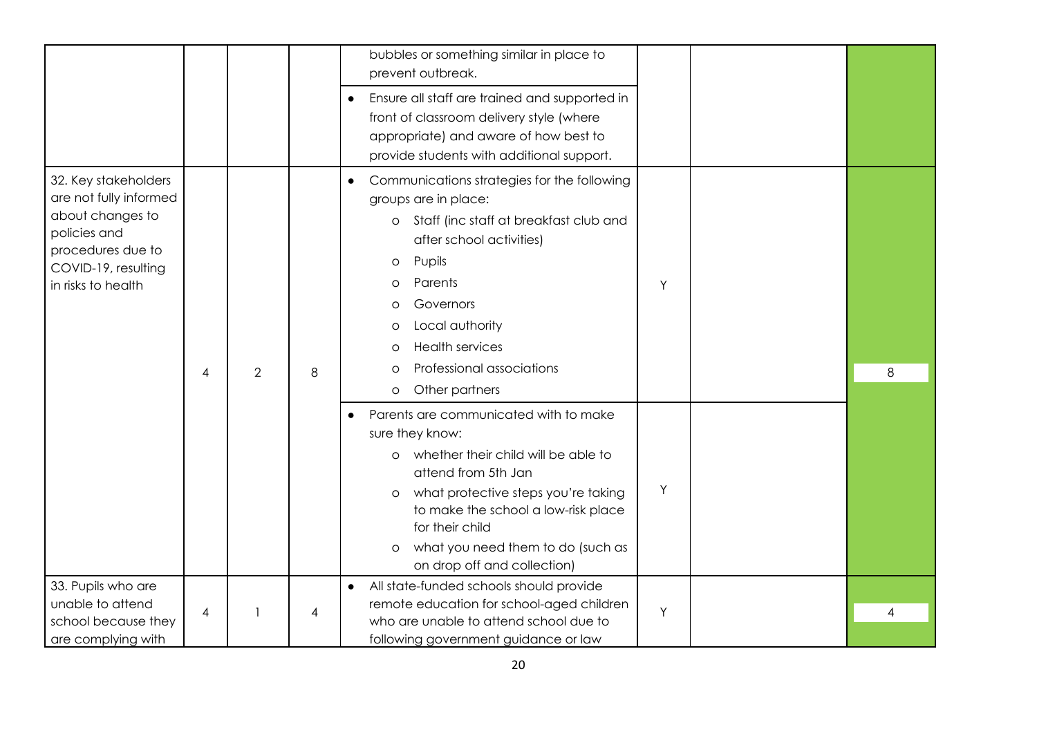| | | | | | | | |
|---|---|---|---|---|---|---|---|
| | | | | bubbles or something similar in place to prevent outbreak. | | | |
| | | | | • Ensure all staff are trained and supported in front of classroom delivery style (where appropriate) and aware of how best to provide students with additional support. | | | |
| 32. Key stakeholders are not fully informed about changes to policies and procedures due to COVID-19, resulting in risks to health | 4 | 2 | 8 | • Communications strategies for the following groups are in place:<br>o Staff (inc staff at breakfast club and after school activities)<br>o Pupils<br>o Parents<br>o Governors<br>o Local authority<br>o Health services<br>o Professional associations<br>o Other partners | Y | | 8 |
| | | | | • Parents are communicated with to make sure they know:<br>o whether their child will be able to attend from 5th Jan<br>o what protective steps you're taking to make the school a low-risk place for their child<br>o what you need them to do (such as on drop off and collection) | Y | | |
| 33. Pupils who are unable to attend school because they are complying with | 4 | 1 | 4 | • All state-funded schools should provide remote education for school-aged children who are unable to attend school due to following government guidance or law | Y | | 4 |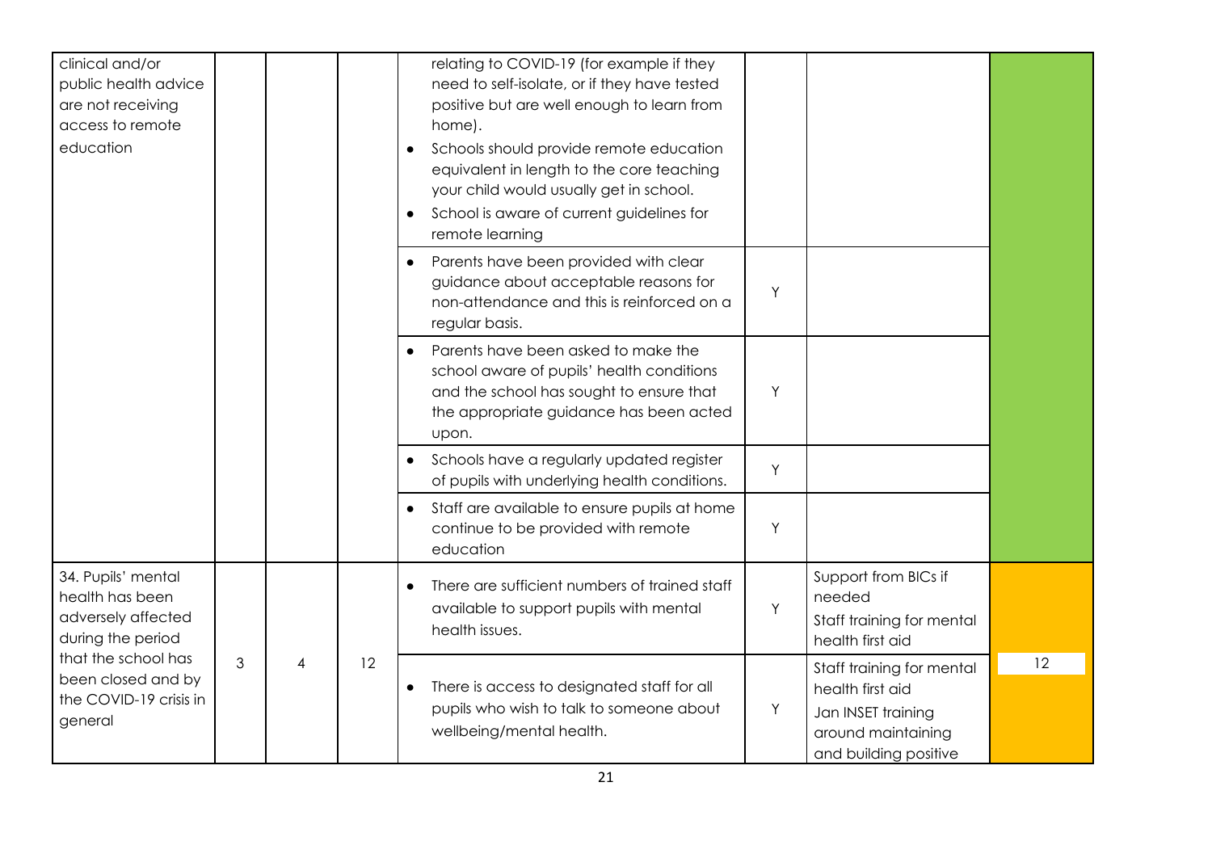| | | | | | | | |
|---|---|---|---|---|---|---|---|
| clinical and/or public health advice are not receiving access to remote education | | | | relating to COVID-19 (for example if they need to self-isolate, or if they have tested positive but are well enough to learn from home).<br>• Schools should provide remote education equivalent in length to the core teaching your child would usually get in school.<br>• School is aware of current guidelines for remote learning | | | |
| | | | | • Parents have been provided with clear guidance about acceptable reasons for non-attendance and this is reinforced on a regular basis. | Y | | |
| | | | | • Parents have been asked to make the school aware of pupils' health conditions and the school has sought to ensure that the appropriate guidance has been acted upon. | Y | | |
| | | | | • Schools have a regularly updated register of pupils with underlying health conditions. | Y | | |
| | | | | • Staff are available to ensure pupils at home continue to be provided with remote education | Y | | |
| 34. Pupils' mental health has been adversely affected during the period that the school has been closed and by the COVID-19 crisis in general | 3 | 4 | 12 | • There are sufficient numbers of trained staff available to support pupils with mental health issues. | Y | Support from BICs if needed<br>Staff training for mental health first aid | 12 |
| | | | | • There is access to designated staff for all pupils who wish to talk to someone about wellbeing/mental health. | Y | Staff training for mental health first aid<br>Jan INSET training around maintaining and building positive | |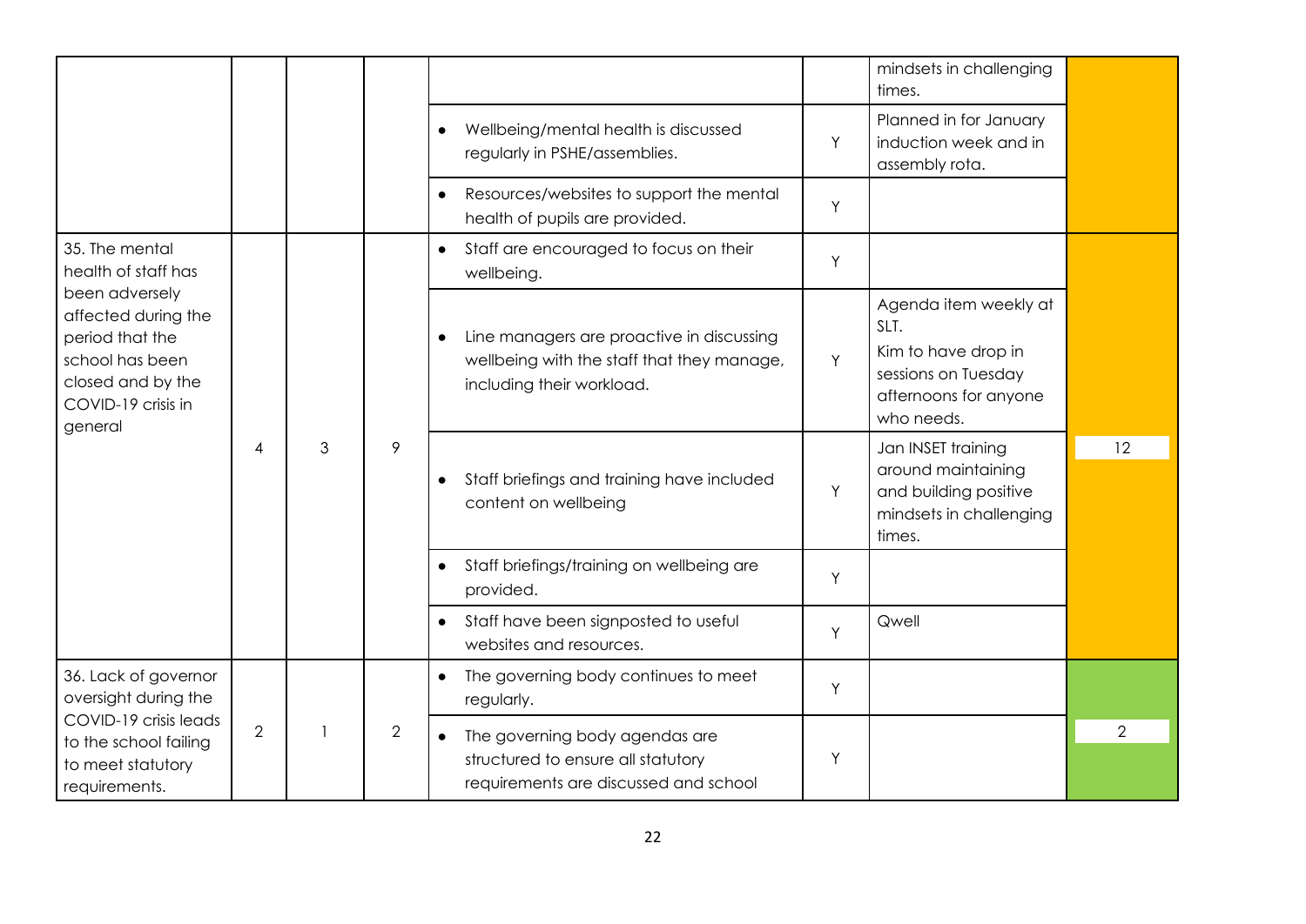| | | | | | | | |
|---|---|---|---|---|---|---|---|
| | | | | | | mindsets in challenging times. | |
| | | | | • Wellbeing/mental health is discussed regularly in PSHE/assemblies. | Y | Planned for January induction week and in assembly rota. | |
| | | | | • Resources/websites to support the mental health of pupils are provided. | Y | | |
| 35. The mental health of staff has been adversely affected during the period that the school has been closed and by the COVID-19 crisis in general | 4 | 3 | 9 | • Staff are encouraged to focus on their wellbeing. | Y | | 12 |
| | | | | • Line managers are proactive in discussing wellbeing with the staff that they manage, including their workload. | Y | Agenda item weekly at SLT.<br>Kim to have drop in sessions on Tuesday afternoons for anyone who needs. | |
| | | | | • Staff briefings and training have included content on wellbeing | Y | Jan INSET training around maintaining and building positive mindsets in challenging times. | |
| | | | | • Staff briefings/training on wellbeing are provided. | Y | | |
| | | | | • Staff have been signposted to useful websites and resources. | Y | Qwell | |
| 36. Lack of governor oversight during the COVID-19 crisis leads to the school failing to meet statutory requirements. | 2 | 1 | 2 | • The governing body continues to meet regularly. | Y | | 2 |
| | | | | • The governing body agendas are structured to ensure all statutory requirements are discussed and school | Y | | |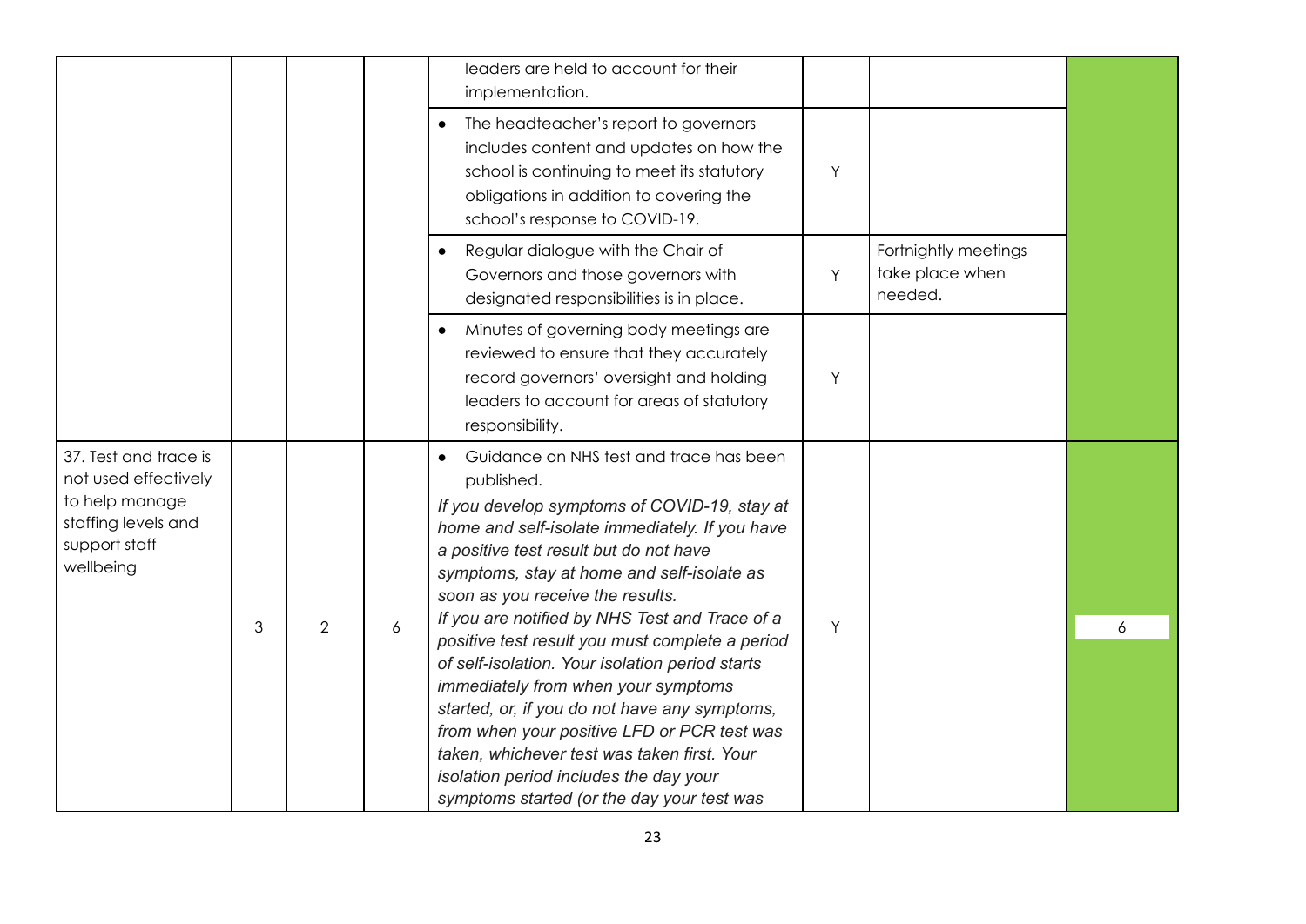| | | | | | | | |
|---|---|---|---|---|---|---|---|
| | | | | leaders are held to account for their implementation. | | | |
| | | | | • The headteacher's report to governors includes content and updates on how the school is continuing to meet its statutory obligations in addition to covering the school's response to COVID-19. | Y | | |
| | | | | • Regular dialogue with the Chair of Governors and those governors with designated responsibilities is in place. | Y | Fortnightly meetings take place when needed. | |
| | | | | • Minutes of governing body meetings are reviewed to ensure that they accurately record governors' oversight and holding leaders to account for areas of statutory responsibility. | Y | | |
| 37. Test and trace is not used effectively to help manage staffing levels and support staff wellbeing | 3 | 2 | 6 | • Guidance on NHS test and trace has been published.<br>*If you develop symptoms of COVID-19, stay at home and self-isolate immediately. If you have a positive test result but do not have symptoms, stay at home and self-isolate as soon as you receive the results.*<br>*If you are notified by NHS Test and Trace of a positive test result you must complete a period of self-isolation. Your isolation period starts immediately from when your symptoms started, or, if you do not have any symptoms, from when your positive LFD or PCR test was taken, whichever test was taken first. Your isolation period includes the day your symptoms started (or the day your test was* | Y | | 6 |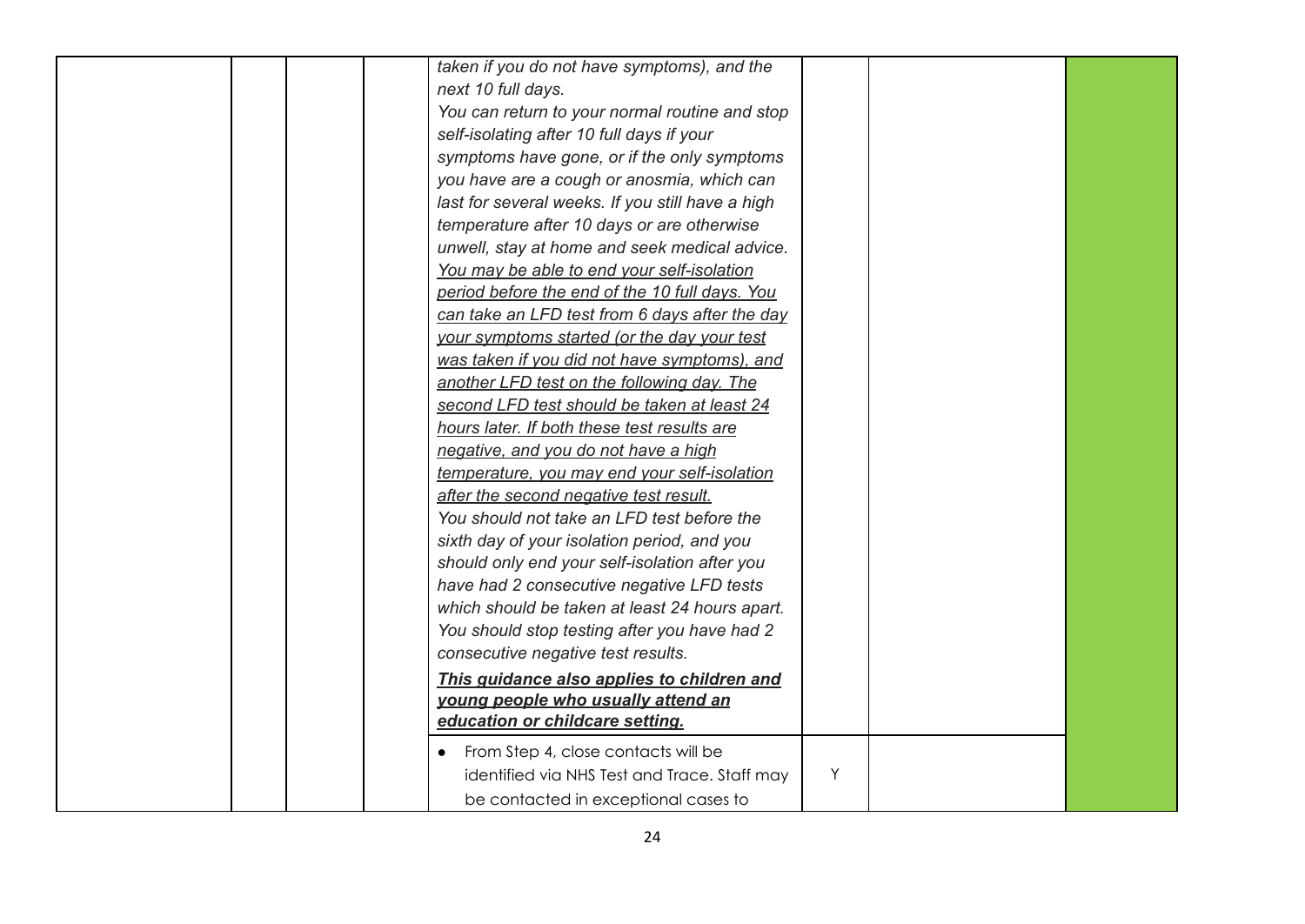| | | | | | | | |
|---|---|---|---|---|---|---|---|
| | | | | *taken if you do not have symptoms), and the next 10 full days.*<br>*You can return to your normal routine and stop self-isolating after 10 full days if your symptoms have gone, or if the only symptoms you have are a cough or anosmia, which can last for several weeks. If you still have a high temperature after 10 days or are otherwise unwell, stay at home and seek medical advice.*<br>*<u>You may be able to end your self-isolation period before the end of the 10 full days. You can take an LFD test from 6 days after the day your symptoms started (or the day your test was taken if you did not have symptoms), and another LFD test on the following day. The second LFD test should be taken at least 24 hours later. If both these test results are negative, and you do not have a high temperature, you may end your self-isolation after the second negative test result.</u>*<br>*You should not take an LFD test before the sixth day of your isolation period, and you should only end your self-isolation after you have had 2 consecutive negative LFD tests which should be taken at least 24 hours apart. You should stop testing after you have had 2 consecutive negative test results.*<br>***<u>This guidance also applies to children and young people who usually attend an education or childcare setting.</u>*** | | | |
| | | | | • From Step 4, close contacts will be identified via NHS Test and Trace. Staff may be contacted in exceptional cases to | Y | | |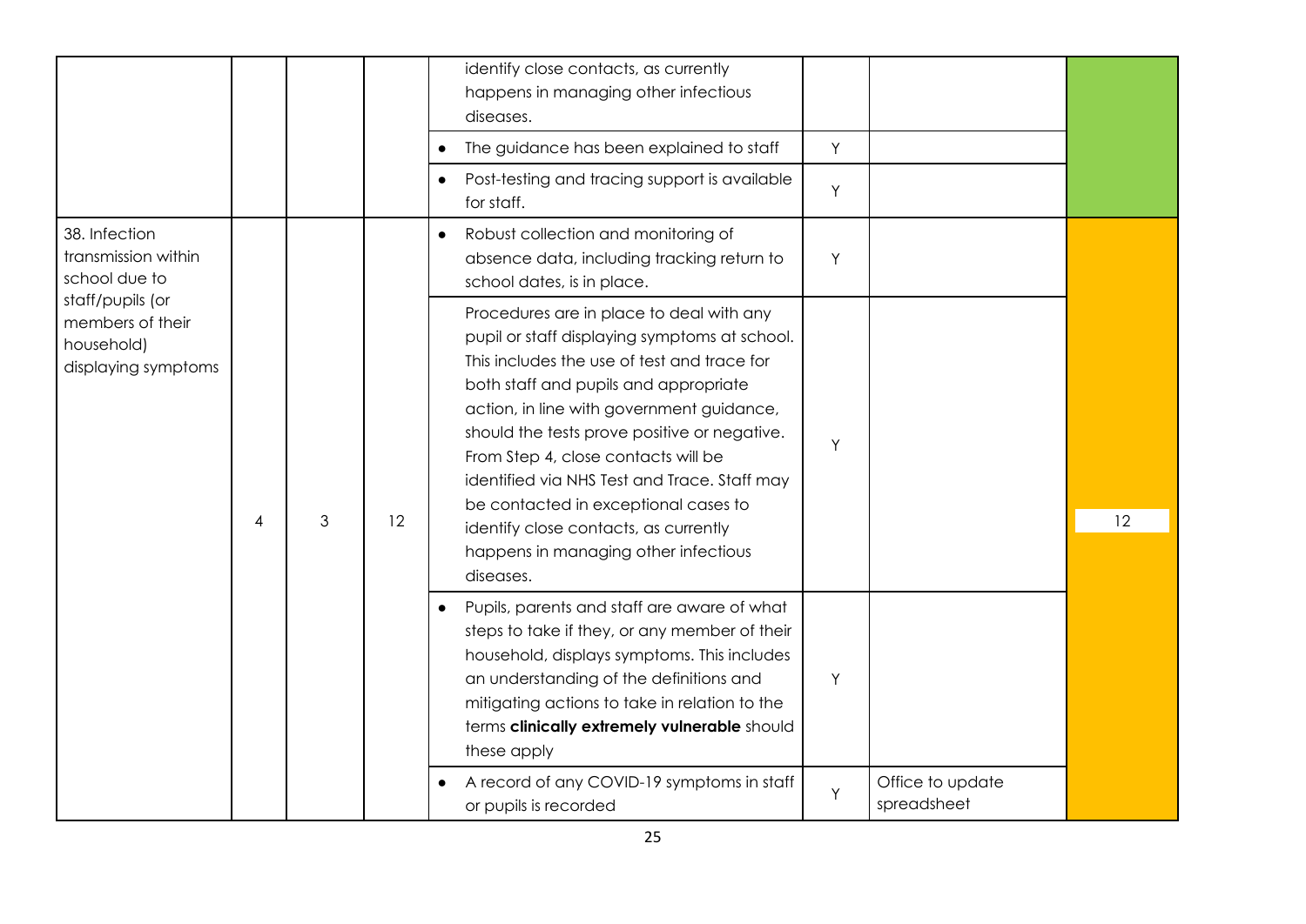| | | | | | | | |
|---|---|---|---|---|---|---|---|
| | | | | identify close contacts, as currently happens in managing other infectious diseases. | | | |
| | | | | • The guidance has been explained to staff | Y | | |
| | | | | • Post-testing and tracing support is available for staff. | Y | | |
| 38. Infection transmission within school due to staff/pupils (or members of their household) displaying symptoms | 4 | 3 | 12 | • Robust collection and monitoring of absence data, including tracking return to school dates, is in place. | Y | | 12 |
| | | | | Procedures are in place to deal with any pupil or staff displaying symptoms at school. This includes the use of test and trace for both staff and pupils and appropriate action, in line with government guidance, should the tests prove positive or negative. From Step 4, close contacts will be identified via NHS Test and Trace. Staff may be contacted in exceptional cases to identify close contacts, as currently happens in managing other infectious diseases. | Y | | |
| | | | | • Pupils, parents and staff are aware of what steps to take if they, or any member of their household, displays symptoms. This includes an understanding of the definitions and mitigating actions to take in relation to the terms **clinically extremely vulnerable** should these apply | Y | | |
| | | | | • A record of any COVID-19 symptoms in staff or pupils is recorded | Y | Office to update spreadsheet | |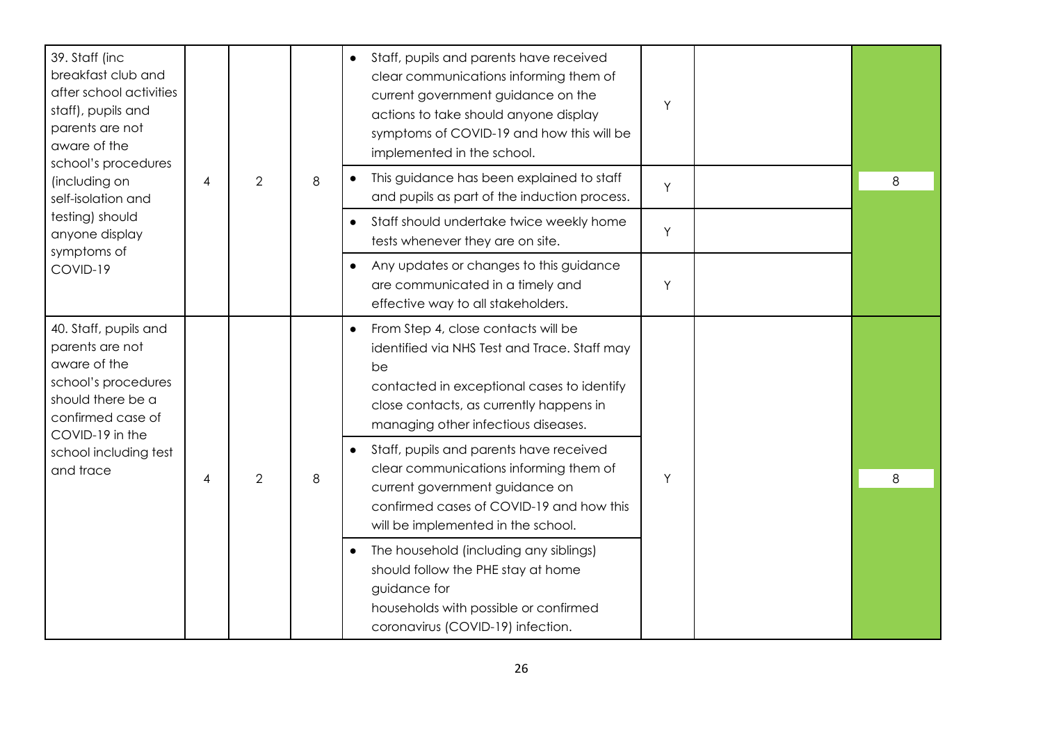| | | | | | | | |
|---|---|---|---|---|---|---|---|
| 39. Staff (inc breakfast club and after school activities staff), pupils and parents are not aware of the school's procedures (including on self-isolation and testing) should anyone display symptoms of COVID-19 | 4 | 2 | 8 | • Staff, pupils and parents have received clear communications informing them of current government guidance on the actions to take should anyone display symptoms of COVID-19 and how this will be implemented in the school. | Y | | 8 |
| | | | | • This guidance has been explained to staff and pupils as part of the induction process. | Y | | |
| | | | | • Staff should undertake twice weekly home tests whenever they are on site. | Y | | |
| | | | | • Any updates or changes to this guidance are communicated in a timely and effective way to all stakeholders. | Y | | |
| 40. Staff, pupils and parents are not aware of the school's procedures should there be a confirmed case of COVID-19 in the school including test and trace | 4 | 2 | 8 | • From Step 4, close contacts will be identified via NHS Test and Trace. Staff may be contacted in exceptional cases to identify close contacts, as currently happens in managing other infectious diseases. | Y | | 8 |
| | | | | • Staff, pupils and parents have received clear communications informing them of current government guidance on confirmed cases of COVID-19 and how this will be implemented in the school. | | | |
| | | | | • The household (including any siblings) should follow the PHE stay at home guidance for households with possible or confirmed coronavirus (COVID-19) infection. | | | |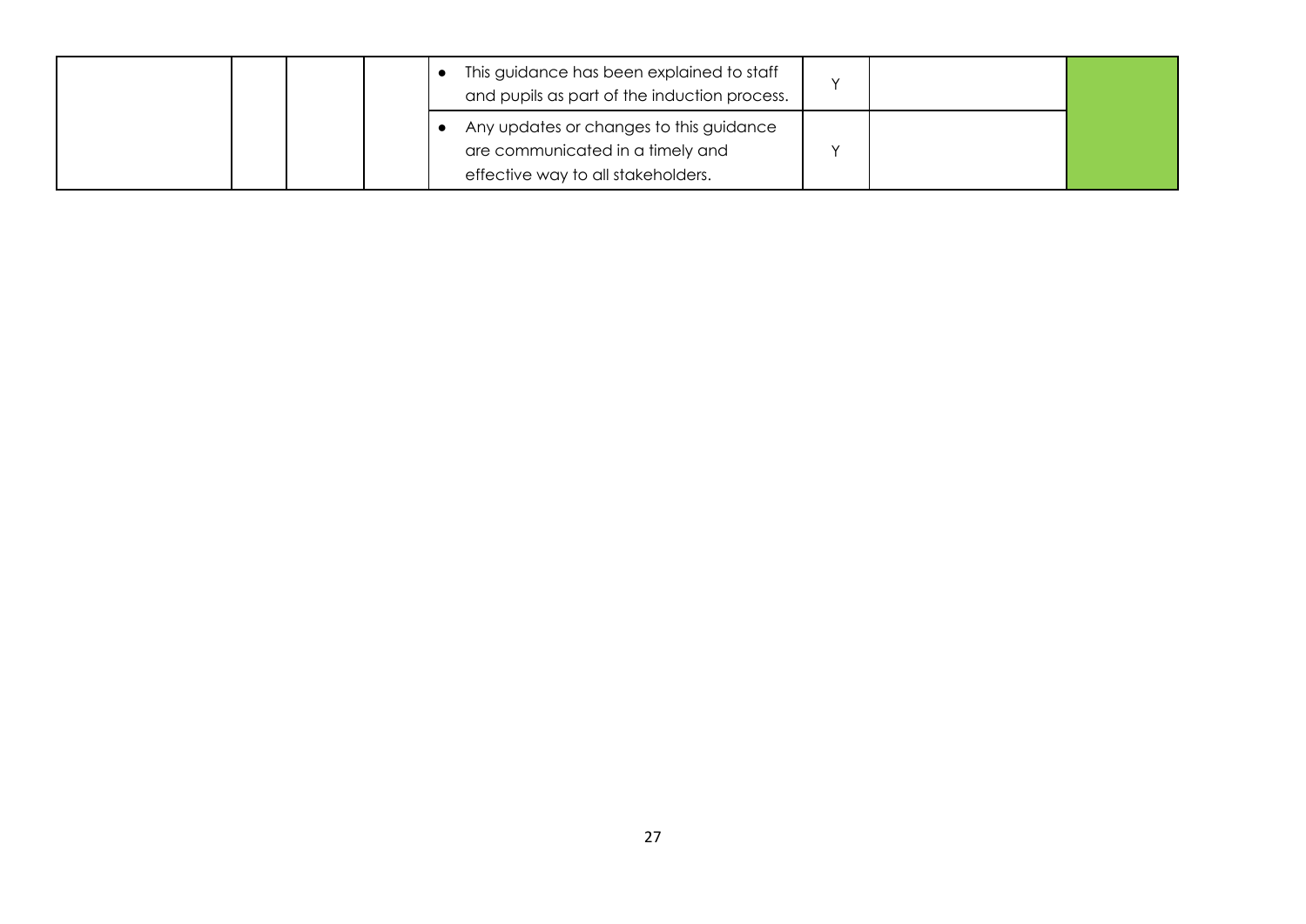| | | | | | | | |
|---|---|---|---|---|---|---|---|
| | | | | • This guidance has been explained to staff and pupils as part of the induction process. | Y | | |
| | | | | • Any updates or changes to this guidance are communicated in a timely and effective way to all stakeholders. | Y | | |